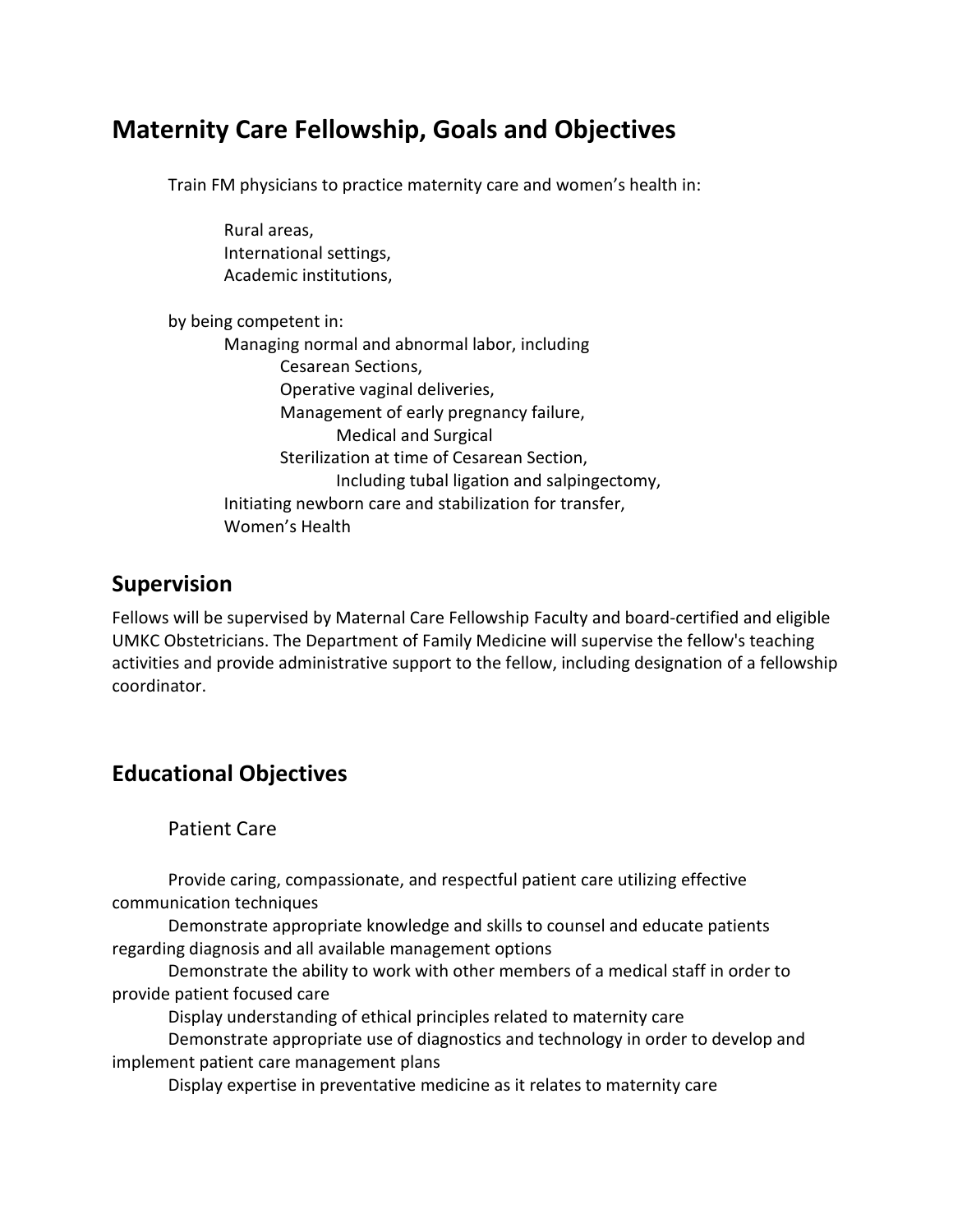# Maternity Care Fellowship, Goals and Objectives

Train FM physicians to practice maternity care and women's health in:

- Rural areas,
- International settings,
- Academic institutions,

by being competent in:

- Managing normal and abnormal labor, including
  - Cesarean Sections,
  - Operative vaginal deliveries,
  - Management of early pregnancy failure,
    - Medical and Surgical
  - Sterilization at time of Cesarean Section,
    - Including tubal ligation and salpingectomy,
- Initiating newborn care and stabilization for transfer,
- Women's Health

## Supervision

Fellows will be supervised by Maternal Care Fellowship Faculty and board-certified and eligible UMKC Obstetricians. The Department of Family Medicine will supervise the fellow's teaching activities and provide administrative support to the fellow, including designation of a fellowship coordinator.

## Educational Objectives

### Patient Care

Provide caring, compassionate, and respectful patient care utilizing effective communication techniques

Demonstrate appropriate knowledge and skills to counsel and educate patients regarding diagnosis and all available management options

Demonstrate the ability to work with other members of a medical staff in order to provide patient focused care

Display understanding of ethical principles related to maternity care

Demonstrate appropriate use of diagnostics and technology in order to develop and implement patient care management plans

Display expertise in preventative medicine as it relates to maternity care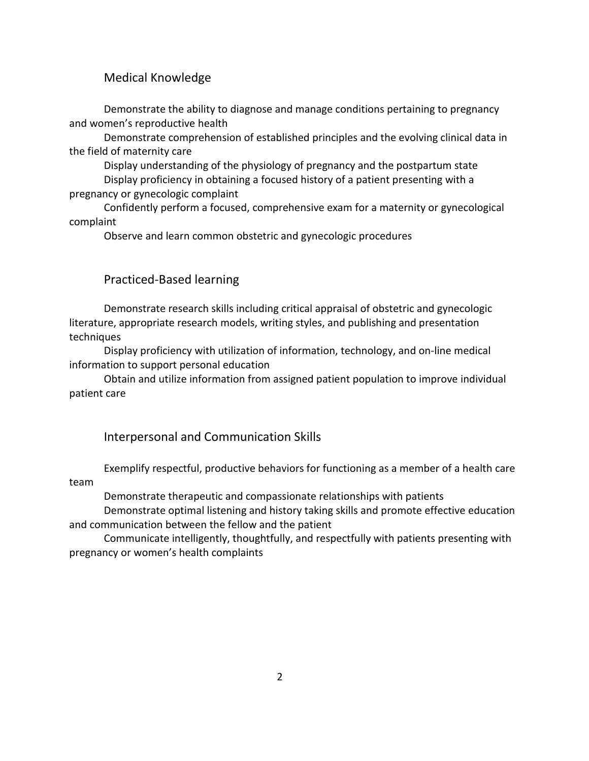## Medical Knowledge

Demonstrate the ability to diagnose and manage conditions pertaining to pregnancy and women's reproductive health

Demonstrate comprehension of established principles and the evolving clinical data in the field of maternity care

Display understanding of the physiology of pregnancy and the postpartum state

Display proficiency in obtaining a focused history of a patient presenting with a pregnancy or gynecologic complaint

Confidently perform a focused, comprehensive exam for a maternity or gynecological complaint

Observe and learn common obstetric and gynecologic procedures

## Practiced-Based learning

Demonstrate research skills including critical appraisal of obstetric and gynecologic literature, appropriate research models, writing styles, and publishing and presentation techniques

Display proficiency with utilization of information, technology, and on-line medical information to support personal education

Obtain and utilize information from assigned patient population to improve individual patient care

## Interpersonal and Communication Skills

Exemplify respectful, productive behaviors for functioning as a member of a health care team

Demonstrate therapeutic and compassionate relationships with patients

Demonstrate optimal listening and history taking skills and promote effective education and communication between the fellow and the patient

Communicate intelligently, thoughtfully, and respectfully with patients presenting with pregnancy or women's health complaints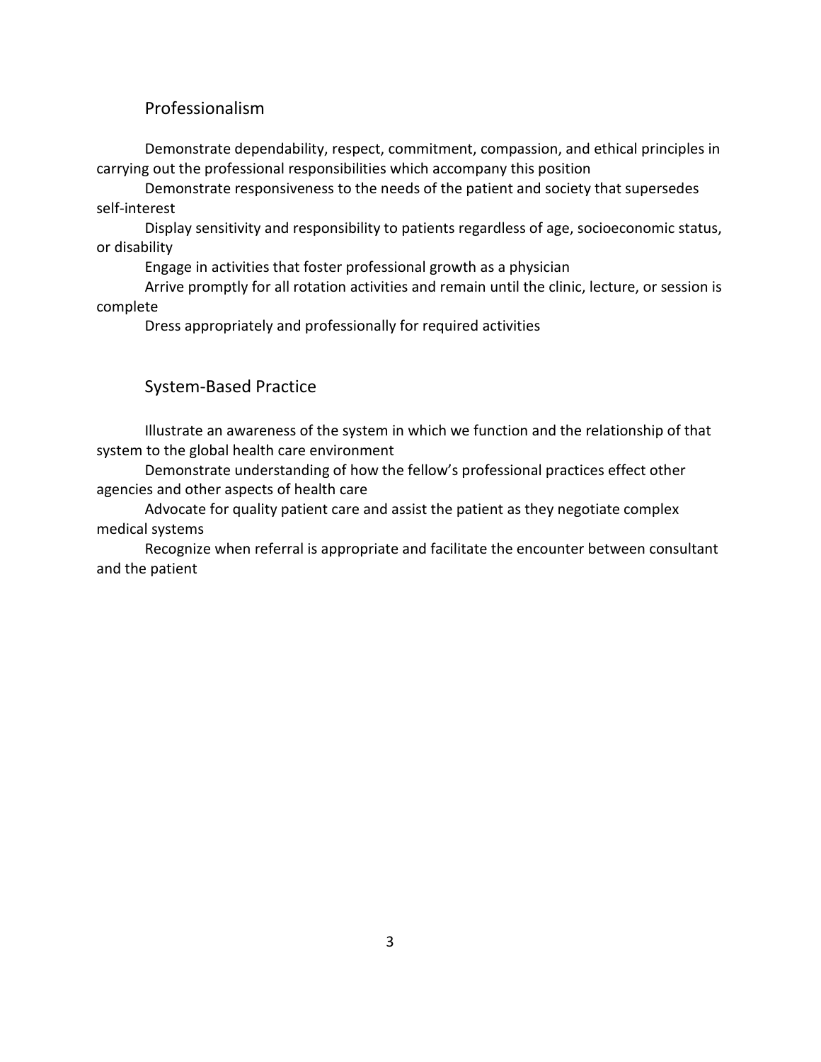## Professionalism

Demonstrate dependability, respect, commitment, compassion, and ethical principles in carrying out the professional responsibilities which accompany this position

Demonstrate responsiveness to the needs of the patient and society that supersedes self-interest

Display sensitivity and responsibility to patients regardless of age, socioeconomic status, or disability

Engage in activities that foster professional growth as a physician

Arrive promptly for all rotation activities and remain until the clinic, lecture, or session is complete

Dress appropriately and professionally for required activities

## System-Based Practice

Illustrate an awareness of the system in which we function and the relationship of that system to the global health care environment

Demonstrate understanding of how the fellow's professional practices effect other agencies and other aspects of health care

Advocate for quality patient care and assist the patient as they negotiate complex medical systems

Recognize when referral is appropriate and facilitate the encounter between consultant and the patient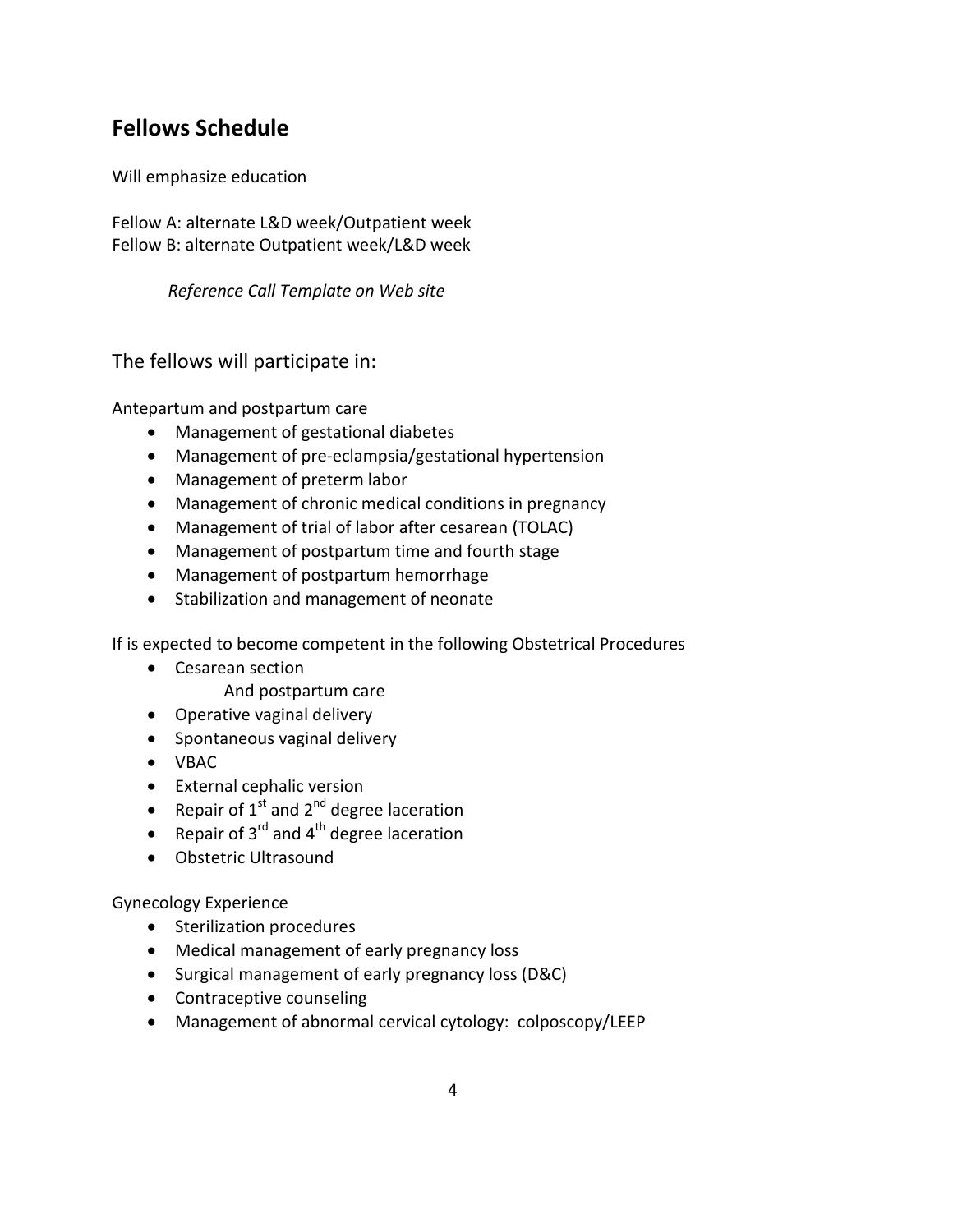## Fellows Schedule

Will emphasize education

Fellow A: alternate L&D week/Outpatient week
Fellow B: alternate Outpatient week/L&D week

*Reference Call Template on Web site*

### The fellows will participate in:

Antepartum and postpartum care

- Management of gestational diabetes
- Management of pre-eclampsia/gestational hypertension
- Management of preterm labor
- Management of chronic medical conditions in pregnancy
- Management of trial of labor after cesarean (TOLAC)
- Management of postpartum time and fourth stage
- Management of postpartum hemorrhage
- Stabilization and management of neonate

If is expected to become competent in the following Obstetrical Procedures

- Cesarean section
  And postpartum care
- Operative vaginal delivery
- Spontaneous vaginal delivery
- VBAC
- External cephalic version
- Repair of 1st and 2nd degree laceration
- Repair of 3rd and 4th degree laceration
- Obstetric Ultrasound

Gynecology Experience

- Sterilization procedures
- Medical management of early pregnancy loss
- Surgical management of early pregnancy loss (D&C)
- Contraceptive counseling
- Management of abnormal cervical cytology: colposcopy/LEEP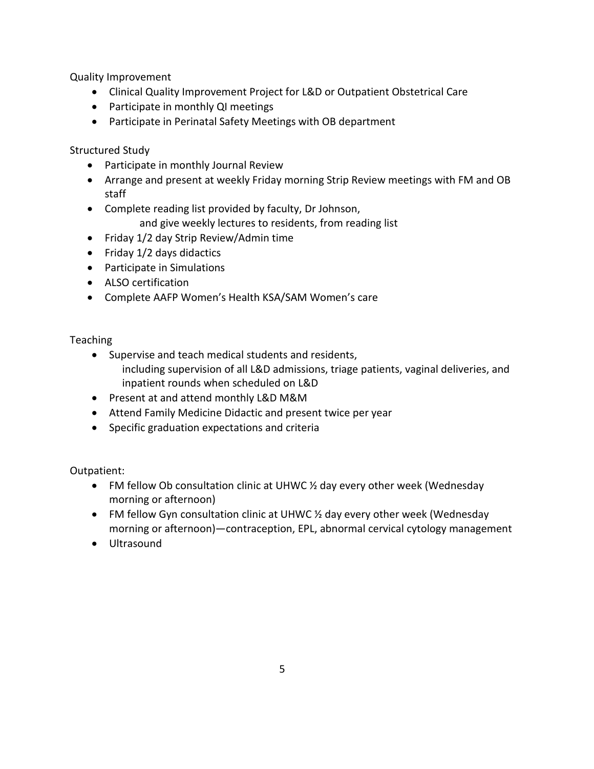Quality Improvement

- Clinical Quality Improvement Project for L&D or Outpatient Obstetrical Care
- Participate in monthly QI meetings
- Participate in Perinatal Safety Meetings with OB department

Structured Study

- Participate in monthly Journal Review
- Arrange and present at weekly Friday morning Strip Review meetings with FM and OB staff
- Complete reading list provided by faculty, Dr Johnson,
  and give weekly lectures to residents, from reading list
- Friday 1/2 day Strip Review/Admin time
- Friday 1/2 days didactics
- Participate in Simulations
- ALSO certification
- Complete AAFP Women's Health KSA/SAM Women's care

Teaching

- Supervise and teach medical students and residents,
  including supervision of all L&D admissions, triage patients, vaginal deliveries, and inpatient rounds when scheduled on L&D
- Present at and attend monthly L&D M&M
- Attend Family Medicine Didactic and present twice per year
- Specific graduation expectations and criteria

Outpatient:

- FM fellow Ob consultation clinic at UHWC ½ day every other week (Wednesday morning or afternoon)
- FM fellow Gyn consultation clinic at UHWC ½ day every other week (Wednesday morning or afternoon)—contraception, EPL, abnormal cervical cytology management
- Ultrasound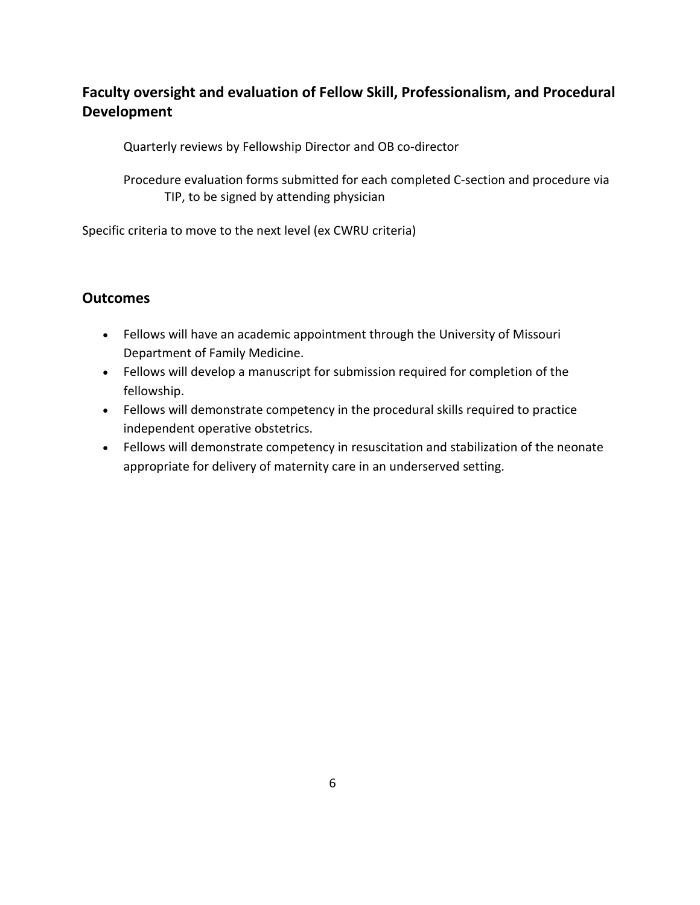## Faculty oversight and evaluation of Fellow Skill, Professionalism, and Procedural Development

Quarterly reviews by Fellowship Director and OB co-director

Procedure evaluation forms submitted for each completed C-section and procedure via TIP, to be signed by attending physician

Specific criteria to move to the next level (ex CWRU criteria)

## Outcomes

- Fellows will have an academic appointment through the University of Missouri Department of Family Medicine.
- Fellows will develop a manuscript for submission required for completion of the fellowship.
- Fellows will demonstrate competency in the procedural skills required to practice independent operative obstetrics.
- Fellows will demonstrate competency in resuscitation and stabilization of the neonate appropriate for delivery of maternity care in an underserved setting.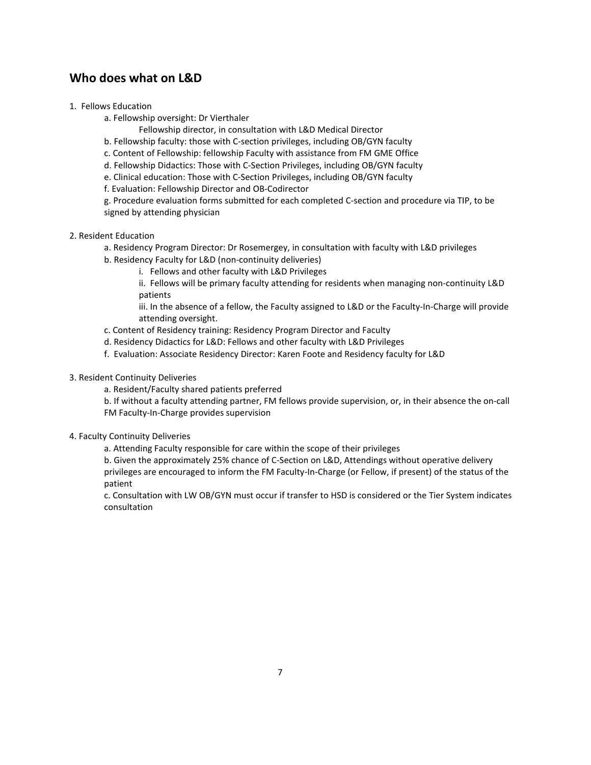## Who does what on L&D

1. Fellows Education
   - a. Fellowship oversight: Dr Vierthaler
     - Fellowship director, in consultation with L&D Medical Director
   - b. Fellowship faculty: those with C-section privileges, including OB/GYN faculty
   - c. Content of Fellowship: fellowship Faculty with assistance from FM GME Office
   - d. Fellowship Didactics: Those with C-Section Privileges, including OB/GYN faculty
   - e. Clinical education: Those with C-Section Privileges, including OB/GYN faculty
   - f. Evaluation: Fellowship Director and OB-Codirector
   - g. Procedure evaluation forms submitted for each completed C-section and procedure via TIP, to be signed by attending physician

2. Resident Education
   - a. Residency Program Director: Dr Rosemergey, in consultation with faculty with L&D privileges
   - b. Residency Faculty for L&D (non-continuity deliveries)
     - i. Fellows and other faculty with L&D Privileges
     - ii. Fellows will be primary faculty attending for residents when managing non-continuity L&D patients
     - iii. In the absence of a fellow, the Faculty assigned to L&D or the Faculty-In-Charge will provide attending oversight.
   - c. Content of Residency training: Residency Program Director and Faculty
   - d. Residency Didactics for L&D: Fellows and other faculty with L&D Privileges
   - f. Evaluation: Associate Residency Director: Karen Foote and Residency faculty for L&D

3. Resident Continuity Deliveries
   - a. Resident/Faculty shared patients preferred
   - b. If without a faculty attending partner, FM fellows provide supervision, or, in their absence the on-call FM Faculty-In-Charge provides supervision

4. Faculty Continuity Deliveries
   - a. Attending Faculty responsible for care within the scope of their privileges
   - b. Given the approximately 25% chance of C-Section on L&D, Attendings without operative delivery privileges are encouraged to inform the FM Faculty-In-Charge (or Fellow, if present) of the status of the patient
   - c. Consultation with LW OB/GYN must occur if transfer to HSD is considered or the Tier System indicates consultation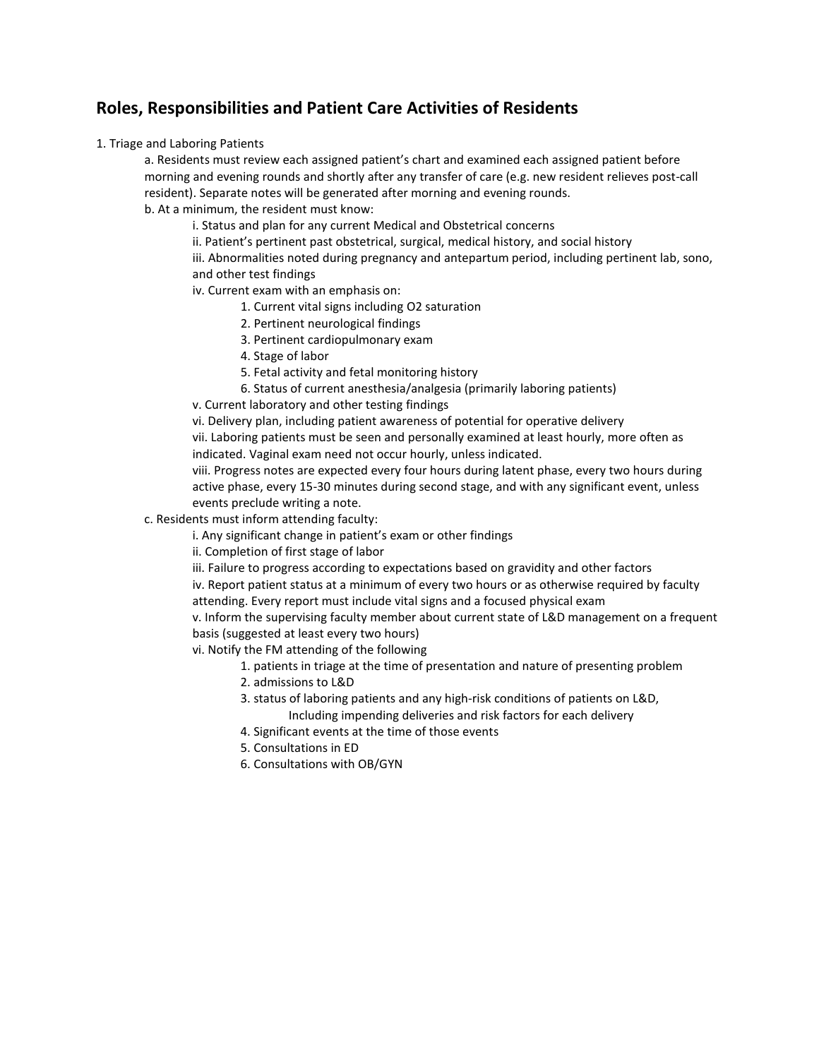## Roles, Responsibilities and Patient Care Activities of Residents

1. Triage and Laboring Patients
    a. Residents must review each assigned patient's chart and examined each assigned patient before morning and evening rounds and shortly after any transfer of care (e.g. new resident relieves post-call resident). Separate notes will be generated after morning and evening rounds.
    b. At a minimum, the resident must know:
        i. Status and plan for any current Medical and Obstetrical concerns
        ii. Patient's pertinent past obstetrical, surgical, medical history, and social history
        iii. Abnormalities noted during pregnancy and antepartum period, including pertinent lab, sono, and other test findings
        iv. Current exam with an emphasis on:
            1. Current vital signs including O2 saturation
            2. Pertinent neurological findings
            3. Pertinent cardiopulmonary exam
            4. Stage of labor
            5. Fetal activity and fetal monitoring history
            6. Status of current anesthesia/analgesia (primarily laboring patients)
        v. Current laboratory and other testing findings
        vi. Delivery plan, including patient awareness of potential for operative delivery
        vii. Laboring patients must be seen and personally examined at least hourly, more often as indicated. Vaginal exam need not occur hourly, unless indicated.
        viii. Progress notes are expected every four hours during latent phase, every two hours during active phase, every 15-30 minutes during second stage, and with any significant event, unless events preclude writing a note.
    c. Residents must inform attending faculty:
        i. Any significant change in patient's exam or other findings
        ii. Completion of first stage of labor
        iii. Failure to progress according to expectations based on gravidity and other factors
        iv. Report patient status at a minimum of every two hours or as otherwise required by faculty attending. Every report must include vital signs and a focused physical exam
        v. Inform the supervising faculty member about current state of L&D management on a frequent basis (suggested at least every two hours)
        vi. Notify the FM attending of the following
            1. patients in triage at the time of presentation and nature of presenting problem
            2. admissions to L&D
            3. status of laboring patients and any high-risk conditions of patients on L&D, Including impending deliveries and risk factors for each delivery
            4. Significant events at the time of those events
            5. Consultations in ED
            6. Consultations with OB/GYN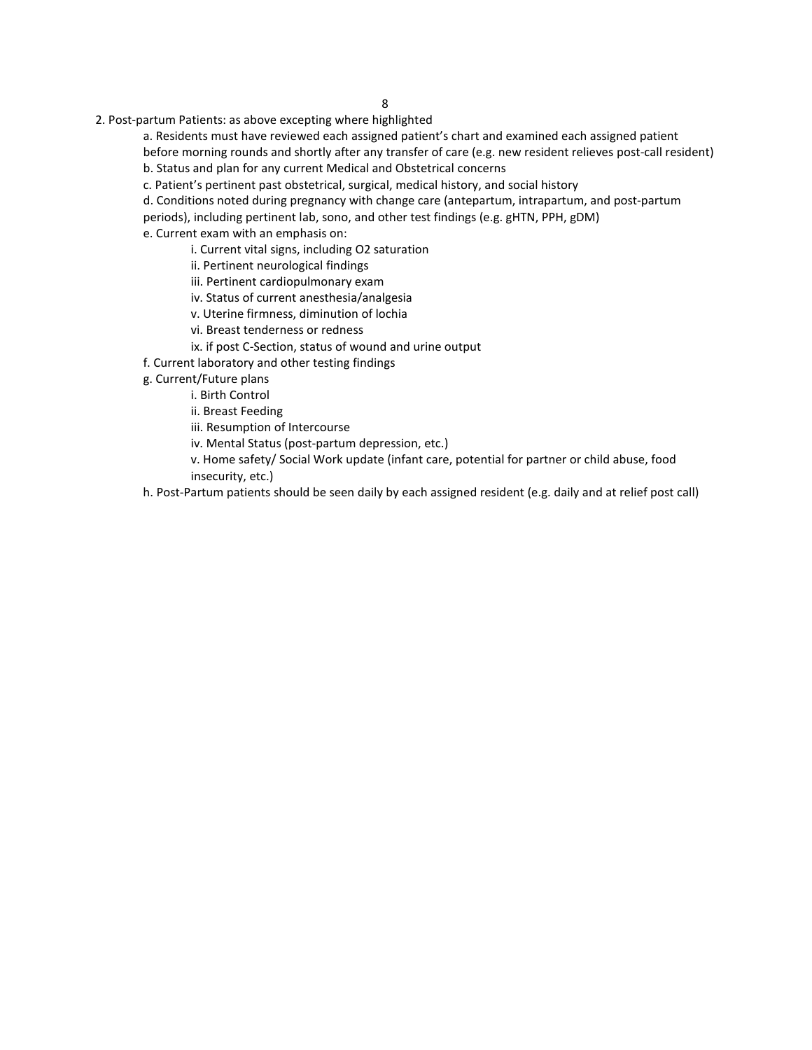2. Post-partum Patients: as above excepting where highlighted

   a. Residents must have reviewed each assigned patient's chart and examined each assigned patient before morning rounds and shortly after any transfer of care (e.g. new resident relieves post-call resident)

   b. Status and plan for any current Medical and Obstetrical concerns

   c. Patient's pertinent past obstetrical, surgical, medical history, and social history

   d. Conditions noted during pregnancy with change care (antepartum, intrapartum, and post-partum periods), including pertinent lab, sono, and other test findings (e.g. gHTN, PPH, gDM)

   e. Current exam with an emphasis on:

      i. Current vital signs, including O2 saturation

      ii. Pertinent neurological findings

      iii. Pertinent cardiopulmonary exam

      iv. Status of current anesthesia/analgesia

      v. Uterine firmness, diminution of lochia

      vi. Breast tenderness or redness

      ix. if post C-Section, status of wound and urine output

   f. Current laboratory and other testing findings

   g. Current/Future plans

      i. Birth Control

      ii. Breast Feeding

      iii. Resumption of Intercourse

      iv. Mental Status (post-partum depression, etc.)

      v. Home safety/ Social Work update (infant care, potential for partner or child abuse, food insecurity, etc.)

   h. Post-Partum patients should be seen daily by each assigned resident (e.g. daily and at relief post call)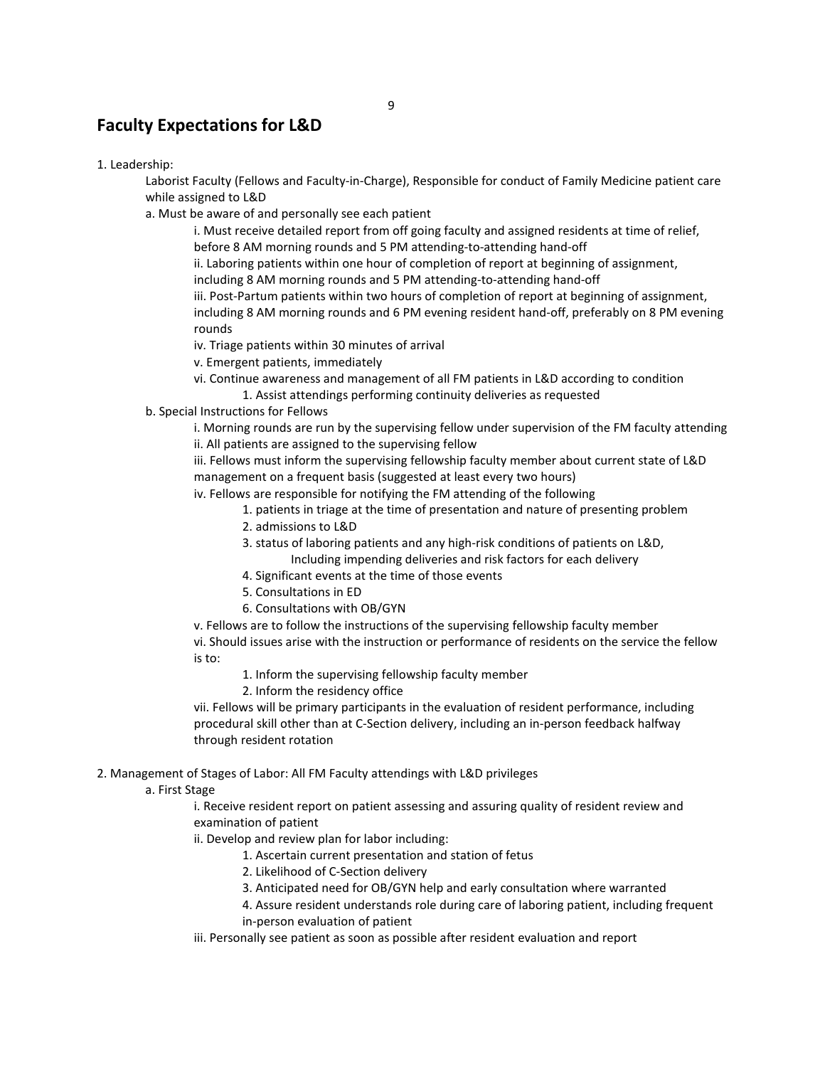## Faculty Expectations for L&D

1. Leadership:

   Laborist Faculty (Fellows and Faculty-in-Charge), Responsible for conduct of Family Medicine patient care while assigned to L&D

   a. Must be aware of and personally see each patient

      i. Must receive detailed report from off going faculty and assigned residents at time of relief, before 8 AM morning rounds and 5 PM attending-to-attending hand-off

      ii. Laboring patients within one hour of completion of report at beginning of assignment, including 8 AM morning rounds and 5 PM attending-to-attending hand-off

      iii. Post-Partum patients within two hours of completion of report at beginning of assignment, including 8 AM morning rounds and 6 PM evening resident hand-off, preferably on 8 PM evening rounds

      iv. Triage patients within 30 minutes of arrival

      v. Emergent patients, immediately

      vi. Continue awareness and management of all FM patients in L&D according to condition

         1. Assist attendings performing continuity deliveries as requested

   b. Special Instructions for Fellows

      i. Morning rounds are run by the supervising fellow under supervision of the FM faculty attending

      ii. All patients are assigned to the supervising fellow

      iii. Fellows must inform the supervising fellowship faculty member about current state of L&D management on a frequent basis (suggested at least every two hours)

      iv. Fellows are responsible for notifying the FM attending of the following

         1. patients in triage at the time of presentation and nature of presenting problem
         2. admissions to L&D
         3. status of laboring patients and any high-risk conditions of patients on L&D, Including impending deliveries and risk factors for each delivery
         4. Significant events at the time of those events
         5. Consultations in ED
         6. Consultations with OB/GYN

      v. Fellows are to follow the instructions of the supervising fellowship faculty member

      vi. Should issues arise with the instruction or performance of residents on the service the fellow is to:

         1. Inform the supervising fellowship faculty member
         2. Inform the residency office

      vii. Fellows will be primary participants in the evaluation of resident performance, including procedural skill other than at C-Section delivery, including an in-person feedback halfway through resident rotation

2. Management of Stages of Labor: All FM Faculty attendings with L&D privileges

   a. First Stage

      i. Receive resident report on patient assessing and assuring quality of resident review and examination of patient

      ii. Develop and review plan for labor including:

         1. Ascertain current presentation and station of fetus
         2. Likelihood of C-Section delivery
         3. Anticipated need for OB/GYN help and early consultation where warranted
         4. Assure resident understands role during care of laboring patient, including frequent in-person evaluation of patient

      iii. Personally see patient as soon as possible after resident evaluation and report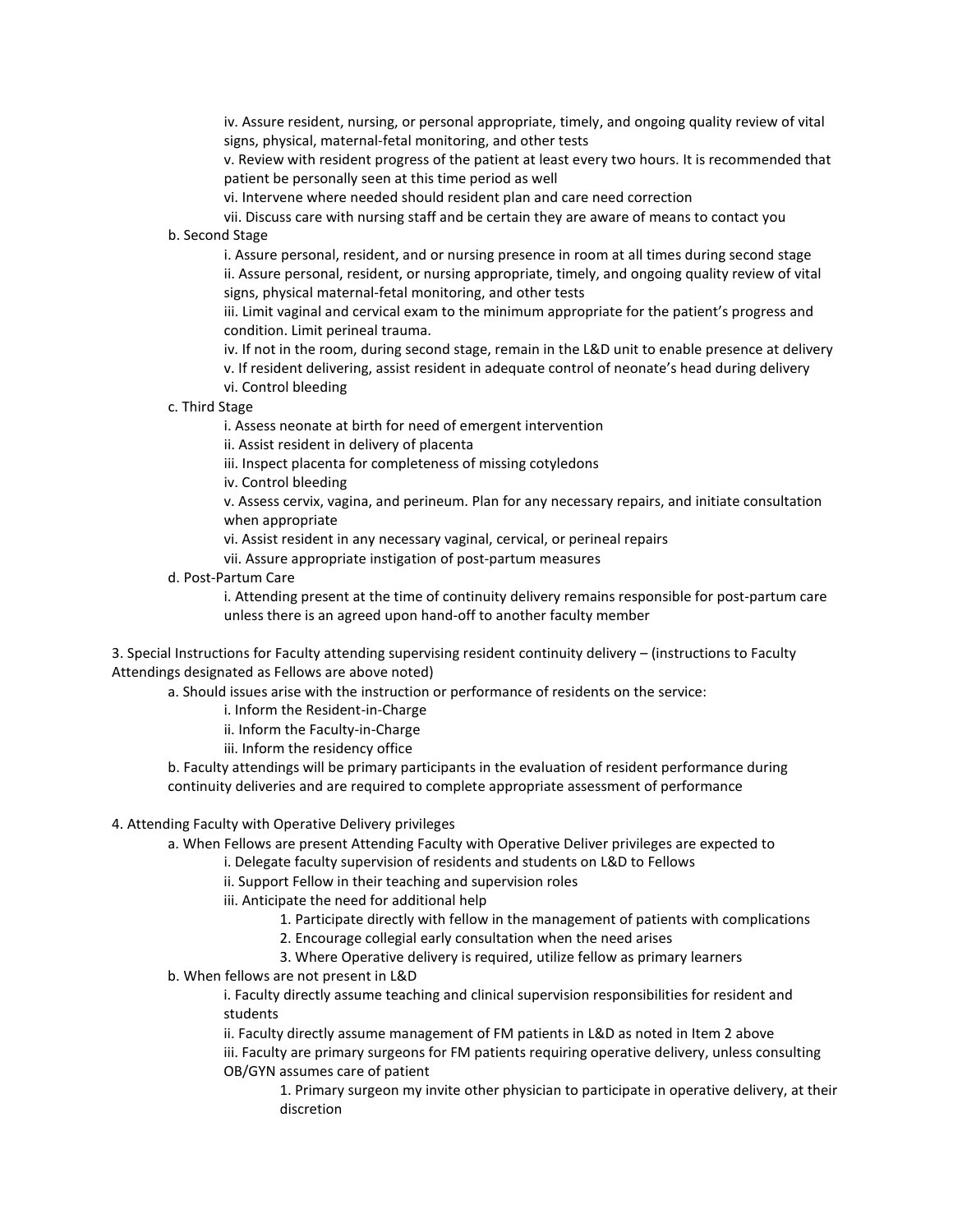iv. Assure resident, nursing, or personal appropriate, timely, and ongoing quality review of vital signs, physical, maternal-fetal monitoring, and other tests

v. Review with resident progress of the patient at least every two hours. It is recommended that patient be personally seen at this time period as well

vi. Intervene where needed should resident plan and care need correction

vii. Discuss care with nursing staff and be certain they are aware of means to contact you

b. Second Stage

i. Assure personal, resident, and or nursing presence in room at all times during second stage

ii. Assure personal, resident, or nursing appropriate, timely, and ongoing quality review of vital signs, physical maternal-fetal monitoring, and other tests

iii. Limit vaginal and cervical exam to the minimum appropriate for the patient's progress and condition. Limit perineal trauma.

iv. If not in the room, during second stage, remain in the L&D unit to enable presence at delivery

v. If resident delivering, assist resident in adequate control of neonate's head during delivery

vi. Control bleeding

c. Third Stage

i. Assess neonate at birth for need of emergent intervention

ii. Assist resident in delivery of placenta

iii. Inspect placenta for completeness of missing cotyledons

iv. Control bleeding

v. Assess cervix, vagina, and perineum. Plan for any necessary repairs, and initiate consultation when appropriate

vi. Assist resident in any necessary vaginal, cervical, or perineal repairs

vii. Assure appropriate instigation of post-partum measures

d. Post-Partum Care

i. Attending present at the time of continuity delivery remains responsible for post-partum care unless there is an agreed upon hand-off to another faculty member

3. Special Instructions for Faculty attending supervising resident continuity delivery – (instructions to Faculty Attendings designated as Fellows are above noted)

a. Should issues arise with the instruction or performance of residents on the service:

i. Inform the Resident-in-Charge

ii. Inform the Faculty-in-Charge

iii. Inform the residency office

b. Faculty attendings will be primary participants in the evaluation of resident performance during continuity deliveries and are required to complete appropriate assessment of performance

4. Attending Faculty with Operative Delivery privileges

a. When Fellows are present Attending Faculty with Operative Deliver privileges are expected to

i. Delegate faculty supervision of residents and students on L&D to Fellows

ii. Support Fellow in their teaching and supervision roles

iii. Anticipate the need for additional help

1. Participate directly with fellow in the management of patients with complications
2. Encourage collegial early consultation when the need arises
3. Where Operative delivery is required, utilize fellow as primary learners

b. When fellows are not present in L&D

i. Faculty directly assume teaching and clinical supervision responsibilities for resident and students

ii. Faculty directly assume management of FM patients in L&D as noted in Item 2 above

iii. Faculty are primary surgeons for FM patients requiring operative delivery, unless consulting OB/GYN assumes care of patient

1. Primary surgeon my invite other physician to participate in operative delivery, at their discretion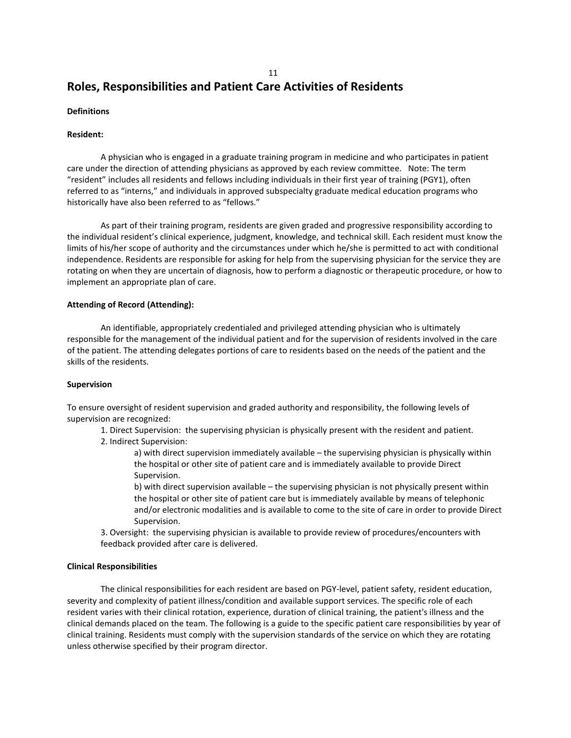# Roles, Responsibilities and Patient Care Activities of Residents

**Definitions**

**Resident:**

A physician who is engaged in a graduate training program in medicine and who participates in patient care under the direction of attending physicians as approved by each review committee. Note: The term "resident" includes all residents and fellows including individuals in their first year of training (PGY1), often referred to as "interns," and individuals in approved subspecialty graduate medical education programs who historically have also been referred to as "fellows."

As part of their training program, residents are given graded and progressive responsibility according to the individual resident's clinical experience, judgment, knowledge, and technical skill. Each resident must know the limits of his/her scope of authority and the circumstances under which he/she is permitted to act with conditional independence. Residents are responsible for asking for help from the supervising physician for the service they are rotating on when they are uncertain of diagnosis, how to perform a diagnostic or therapeutic procedure, or how to implement an appropriate plan of care.

**Attending of Record (Attending):**

An identifiable, appropriately credentialed and privileged attending physician who is ultimately responsible for the management of the individual patient and for the supervision of residents involved in the care of the patient. The attending delegates portions of care to residents based on the needs of the patient and the skills of the residents.

**Supervision**

To ensure oversight of resident supervision and graded authority and responsibility, the following levels of supervision are recognized:

1. Direct Supervision: the supervising physician is physically present with the resident and patient.
2. Indirect Supervision:
   - a) with direct supervision immediately available – the supervising physician is physically within the hospital or other site of patient care and is immediately available to provide Direct Supervision.
   - b) with direct supervision available – the supervising physician is not physically present within the hospital or other site of patient care but is immediately available by means of telephonic and/or electronic modalities and is available to come to the site of care in order to provide Direct Supervision.
3. Oversight: the supervising physician is available to provide review of procedures/encounters with feedback provided after care is delivered.

**Clinical Responsibilities**

The clinical responsibilities for each resident are based on PGY-level, patient safety, resident education, severity and complexity of patient illness/condition and available support services. The specific role of each resident varies with their clinical rotation, experience, duration of clinical training, the patient's illness and the clinical demands placed on the team. The following is a guide to the specific patient care responsibilities by year of clinical training. Residents must comply with the supervision standards of the service on which they are rotating unless otherwise specified by their program director.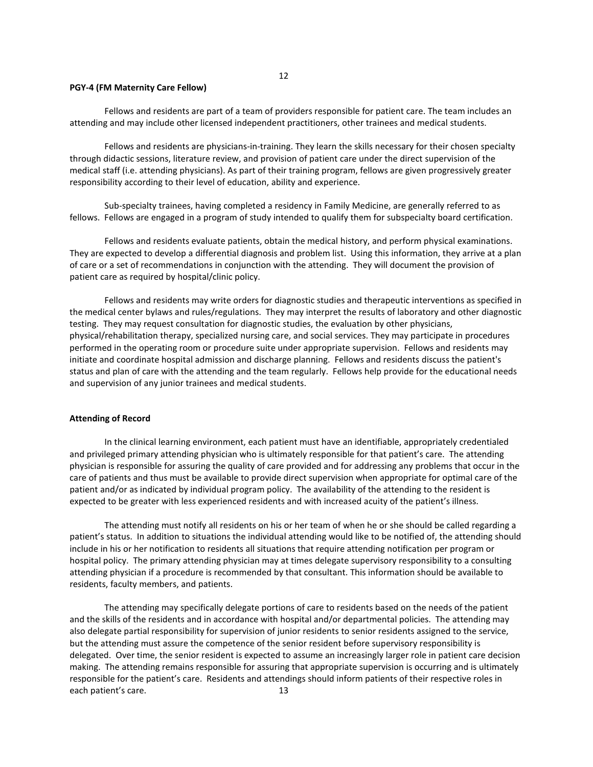**PGY-4 (FM Maternity Care Fellow)**

Fellows and residents are part of a team of providers responsible for patient care. The team includes an attending and may include other licensed independent practitioners, other trainees and medical students.

Fellows and residents are physicians-in-training. They learn the skills necessary for their chosen specialty through didactic sessions, literature review, and provision of patient care under the direct supervision of the medical staff (i.e. attending physicians). As part of their training program, fellows are given progressively greater responsibility according to their level of education, ability and experience.

Sub-specialty trainees, having completed a residency in Family Medicine, are generally referred to as fellows. Fellows are engaged in a program of study intended to qualify them for subspecialty board certification.

Fellows and residents evaluate patients, obtain the medical history, and perform physical examinations. They are expected to develop a differential diagnosis and problem list. Using this information, they arrive at a plan of care or a set of recommendations in conjunction with the attending. They will document the provision of patient care as required by hospital/clinic policy.

Fellows and residents may write orders for diagnostic studies and therapeutic interventions as specified in the medical center bylaws and rules/regulations. They may interpret the results of laboratory and other diagnostic testing. They may request consultation for diagnostic studies, the evaluation by other physicians, physical/rehabilitation therapy, specialized nursing care, and social services. They may participate in procedures performed in the operating room or procedure suite under appropriate supervision. Fellows and residents may initiate and coordinate hospital admission and discharge planning. Fellows and residents discuss the patient's status and plan of care with the attending and the team regularly. Fellows help provide for the educational needs and supervision of any junior trainees and medical students.

**Attending of Record**

In the clinical learning environment, each patient must have an identifiable, appropriately credentialed and privileged primary attending physician who is ultimately responsible for that patient's care. The attending physician is responsible for assuring the quality of care provided and for addressing any problems that occur in the care of patients and thus must be available to provide direct supervision when appropriate for optimal care of the patient and/or as indicated by individual program policy. The availability of the attending to the resident is expected to be greater with less experienced residents and with increased acuity of the patient's illness.

The attending must notify all residents on his or her team of when he or she should be called regarding a patient's status. In addition to situations the individual attending would like to be notified of, the attending should include in his or her notification to residents all situations that require attending notification per program or hospital policy. The primary attending physician may at times delegate supervisory responsibility to a consulting attending physician if a procedure is recommended by that consultant. This information should be available to residents, faculty members, and patients.

The attending may specifically delegate portions of care to residents based on the needs of the patient and the skills of the residents and in accordance with hospital and/or departmental policies. The attending may also delegate partial responsibility for supervision of junior residents to senior residents assigned to the service, but the attending must assure the competence of the senior resident before supervisory responsibility is delegated. Over time, the senior resident is expected to assume an increasingly larger role in patient care decision making. The attending remains responsible for assuring that appropriate supervision is occurring and is ultimately responsible for the patient's care. Residents and attendings should inform patients of their respective roles in each patient's care.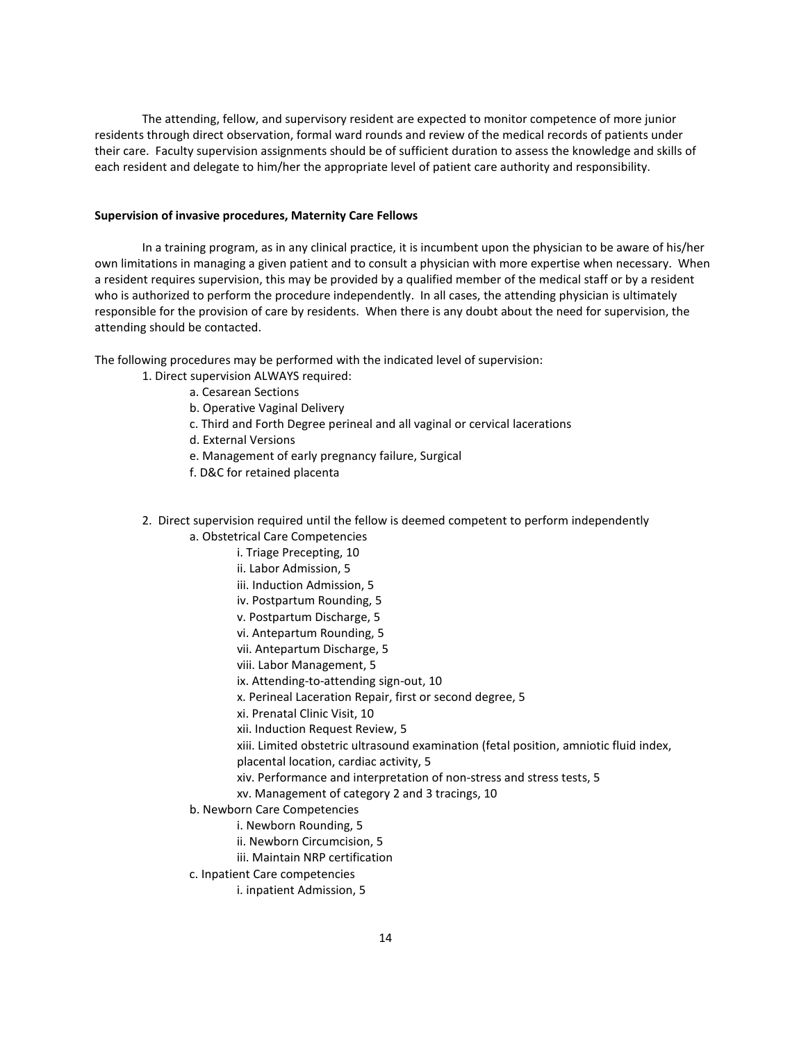The attending, fellow, and supervisory resident are expected to monitor competence of more junior residents through direct observation, formal ward rounds and review of the medical records of patients under their care. Faculty supervision assignments should be of sufficient duration to assess the knowledge and skills of each resident and delegate to him/her the appropriate level of patient care authority and responsibility.

**Supervision of invasive procedures, Maternity Care Fellows**

In a training program, as in any clinical practice, it is incumbent upon the physician to be aware of his/her own limitations in managing a given patient and to consult a physician with more expertise when necessary. When a resident requires supervision, this may be provided by a qualified member of the medical staff or by a resident who is authorized to perform the procedure independently. In all cases, the attending physician is ultimately responsible for the provision of care by residents. When there is any doubt about the need for supervision, the attending should be contacted.

The following procedures may be performed with the indicated level of supervision:

1. Direct supervision ALWAYS required:
    - a. Cesarean Sections
    - b. Operative Vaginal Delivery
    - c. Third and Forth Degree perineal and all vaginal or cervical lacerations
    - d. External Versions
    - e. Management of early pregnancy failure, Surgical
    - f. D&C for retained placenta

2. Direct supervision required until the fellow is deemed competent to perform independently
    - a. Obstetrical Care Competencies
        - i. Triage Precepting, 10
        - ii. Labor Admission, 5
        - iii. Induction Admission, 5
        - iv. Postpartum Rounding, 5
        - v. Postpartum Discharge, 5
        - vi. Antepartum Rounding, 5
        - vii. Antepartum Discharge, 5
        - viii. Labor Management, 5
        - ix. Attending-to-attending sign-out, 10
        - x. Perineal Laceration Repair, first or second degree, 5
        - xi. Prenatal Clinic Visit, 10
        - xii. Induction Request Review, 5
        - xiii. Limited obstetric ultrasound examination (fetal position, amniotic fluid index, placental location, cardiac activity, 5
        - xiv. Performance and interpretation of non-stress and stress tests, 5
        - xv. Management of category 2 and 3 tracings, 10
    - b. Newborn Care Competencies
        - i. Newborn Rounding, 5
        - ii. Newborn Circumcision, 5
        - iii. Maintain NRP certification
    - c. Inpatient Care competencies
        - i. inpatient Admission, 5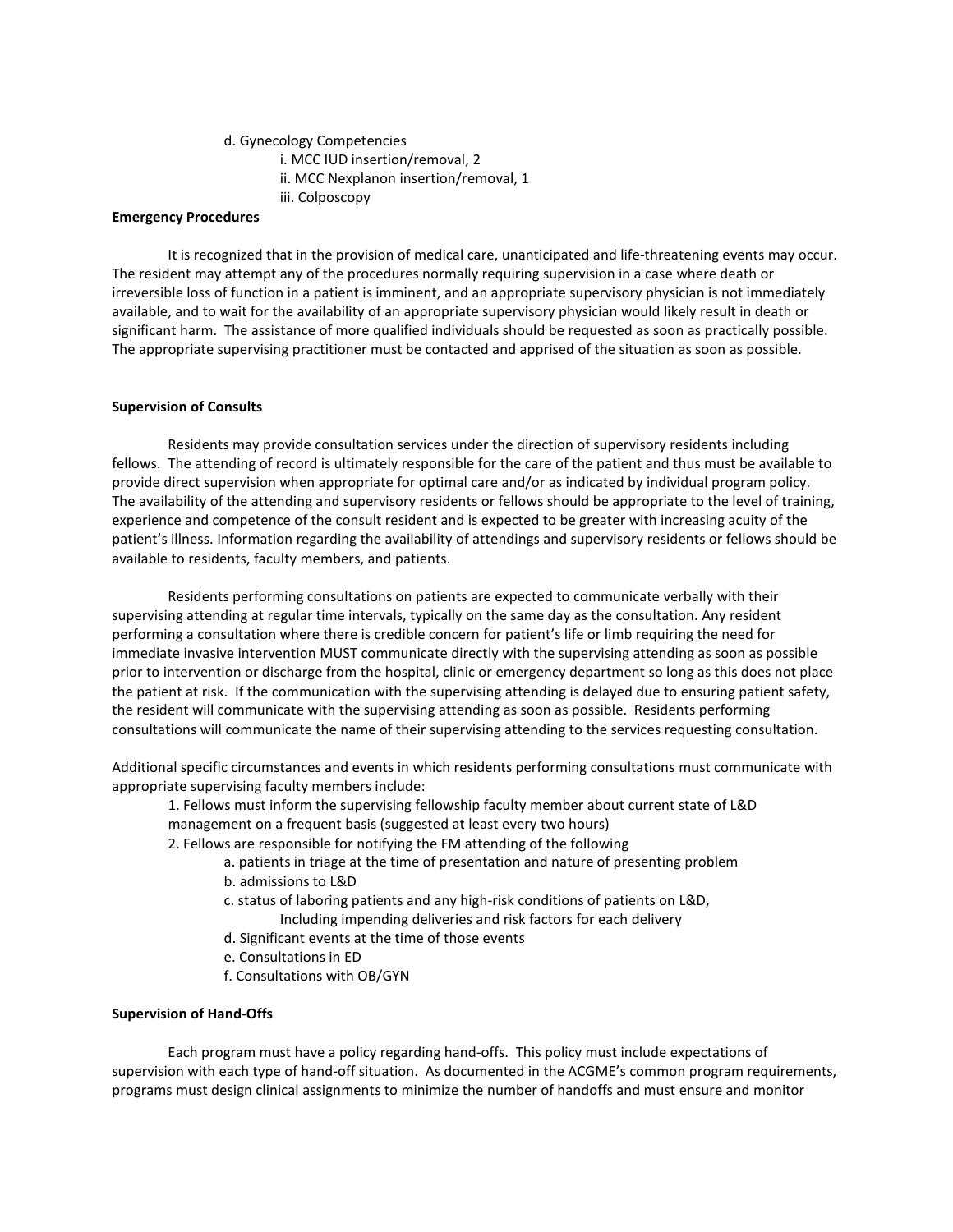d. Gynecology Competencies
   i. MCC IUD insertion/removal, 2
   ii. MCC Nexplanon insertion/removal, 1
   iii. Colposcopy

**Emergency Procedures**

It is recognized that in the provision of medical care, unanticipated and life-threatening events may occur. The resident may attempt any of the procedures normally requiring supervision in a case where death or irreversible loss of function in a patient is imminent, and an appropriate supervisory physician is not immediately available, and to wait for the availability of an appropriate supervisory physician would likely result in death or significant harm. The assistance of more qualified individuals should be requested as soon as practically possible. The appropriate supervising practitioner must be contacted and apprised of the situation as soon as possible.

**Supervision of Consults**

Residents may provide consultation services under the direction of supervisory residents including fellows. The attending of record is ultimately responsible for the care of the patient and thus must be available to provide direct supervision when appropriate for optimal care and/or as indicated by individual program policy. The availability of the attending and supervisory residents or fellows should be appropriate to the level of training, experience and competence of the consult resident and is expected to be greater with increasing acuity of the patient's illness. Information regarding the availability of attendings and supervisory residents or fellows should be available to residents, faculty members, and patients.

Residents performing consultations on patients are expected to communicate verbally with their supervising attending at regular time intervals, typically on the same day as the consultation. Any resident performing a consultation where there is credible concern for patient's life or limb requiring the need for immediate invasive intervention MUST communicate directly with the supervising attending as soon as possible prior to intervention or discharge from the hospital, clinic or emergency department so long as this does not place the patient at risk. If the communication with the supervising attending is delayed due to ensuring patient safety, the resident will communicate with the supervising attending as soon as possible. Residents performing consultations will communicate the name of their supervising attending to the services requesting consultation.

Additional specific circumstances and events in which residents performing consultations must communicate with appropriate supervising faculty members include:

1. Fellows must inform the supervising fellowship faculty member about current state of L&D management on a frequent basis (suggested at least every two hours)
2. Fellows are responsible for notifying the FM attending of the following
   a. patients in triage at the time of presentation and nature of presenting problem
   b. admissions to L&D
   c. status of laboring patients and any high-risk conditions of patients on L&D, Including impending deliveries and risk factors for each delivery
   d. Significant events at the time of those events
   e. Consultations in ED
   f. Consultations with OB/GYN

**Supervision of Hand-Offs**

Each program must have a policy regarding hand-offs. This policy must include expectations of supervision with each type of hand-off situation. As documented in the ACGME's common program requirements, programs must design clinical assignments to minimize the number of handoffs and must ensure and monitor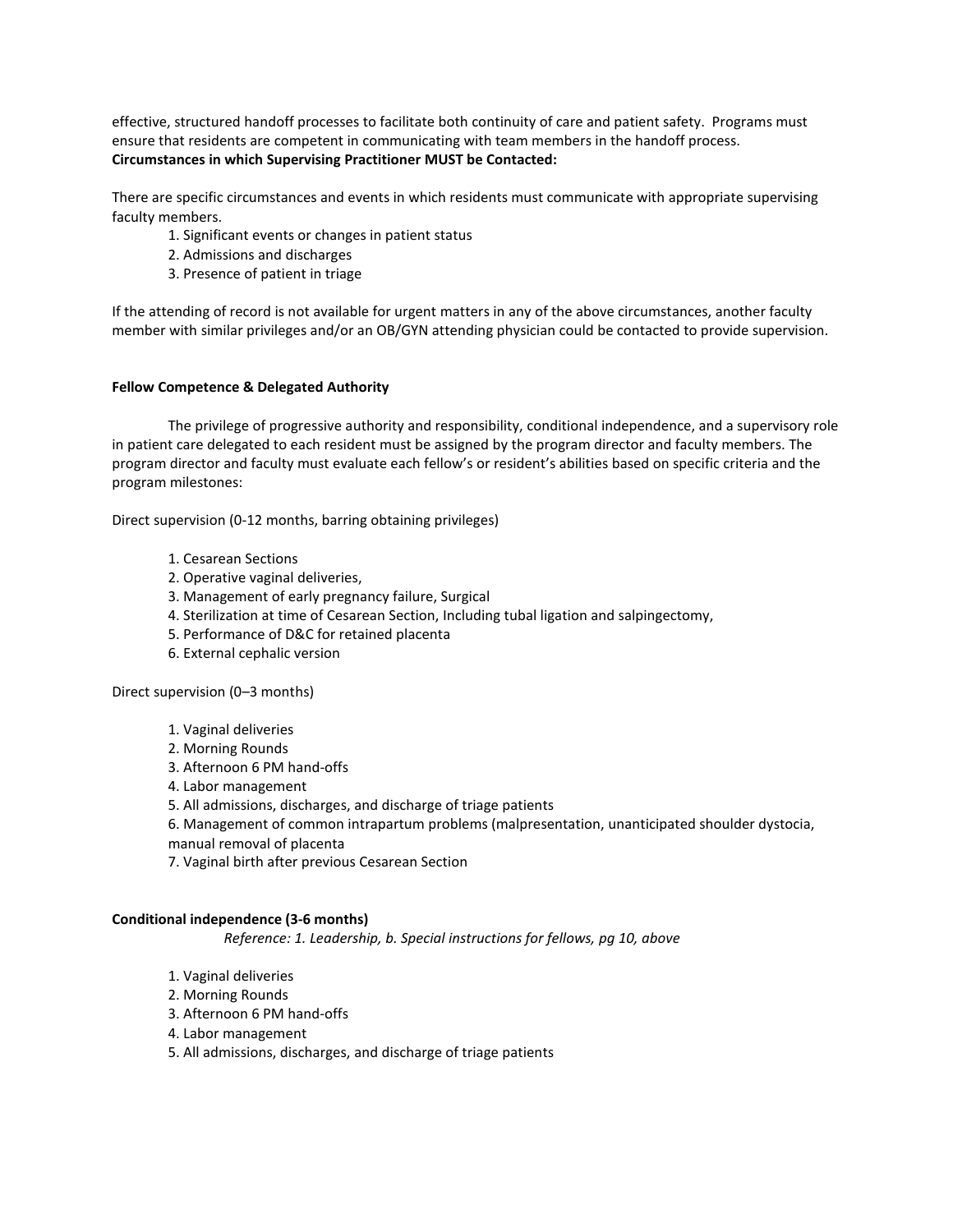effective, structured handoff processes to facilitate both continuity of care and patient safety. Programs must ensure that residents are competent in communicating with team members in the handoff process.

**Circumstances in which Supervising Practitioner MUST be Contacted:**

There are specific circumstances and events in which residents must communicate with appropriate supervising faculty members.

1. Significant events or changes in patient status
2. Admissions and discharges
3. Presence of patient in triage

If the attending of record is not available for urgent matters in any of the above circumstances, another faculty member with similar privileges and/or an OB/GYN attending physician could be contacted to provide supervision.

**Fellow Competence & Delegated Authority**

The privilege of progressive authority and responsibility, conditional independence, and a supervisory role in patient care delegated to each resident must be assigned by the program director and faculty members. The program director and faculty must evaluate each fellow's or resident's abilities based on specific criteria and the program milestones:

Direct supervision (0-12 months, barring obtaining privileges)

1. Cesarean Sections
2. Operative vaginal deliveries,
3. Management of early pregnancy failure, Surgical
4. Sterilization at time of Cesarean Section, Including tubal ligation and salpingectomy,
5. Performance of D&C for retained placenta
6. External cephalic version

Direct supervision (0–3 months)

1. Vaginal deliveries
2. Morning Rounds
3. Afternoon 6 PM hand-offs
4. Labor management
5. All admissions, discharges, and discharge of triage patients
6. Management of common intrapartum problems (malpresentation, unanticipated shoulder dystocia, manual removal of placenta
7. Vaginal birth after previous Cesarean Section

**Conditional independence (3-6 months)**

*Reference: 1. Leadership, b. Special instructions for fellows, pg 10, above*

1. Vaginal deliveries
2. Morning Rounds
3. Afternoon 6 PM hand-offs
4. Labor management
5. All admissions, discharges, and discharge of triage patients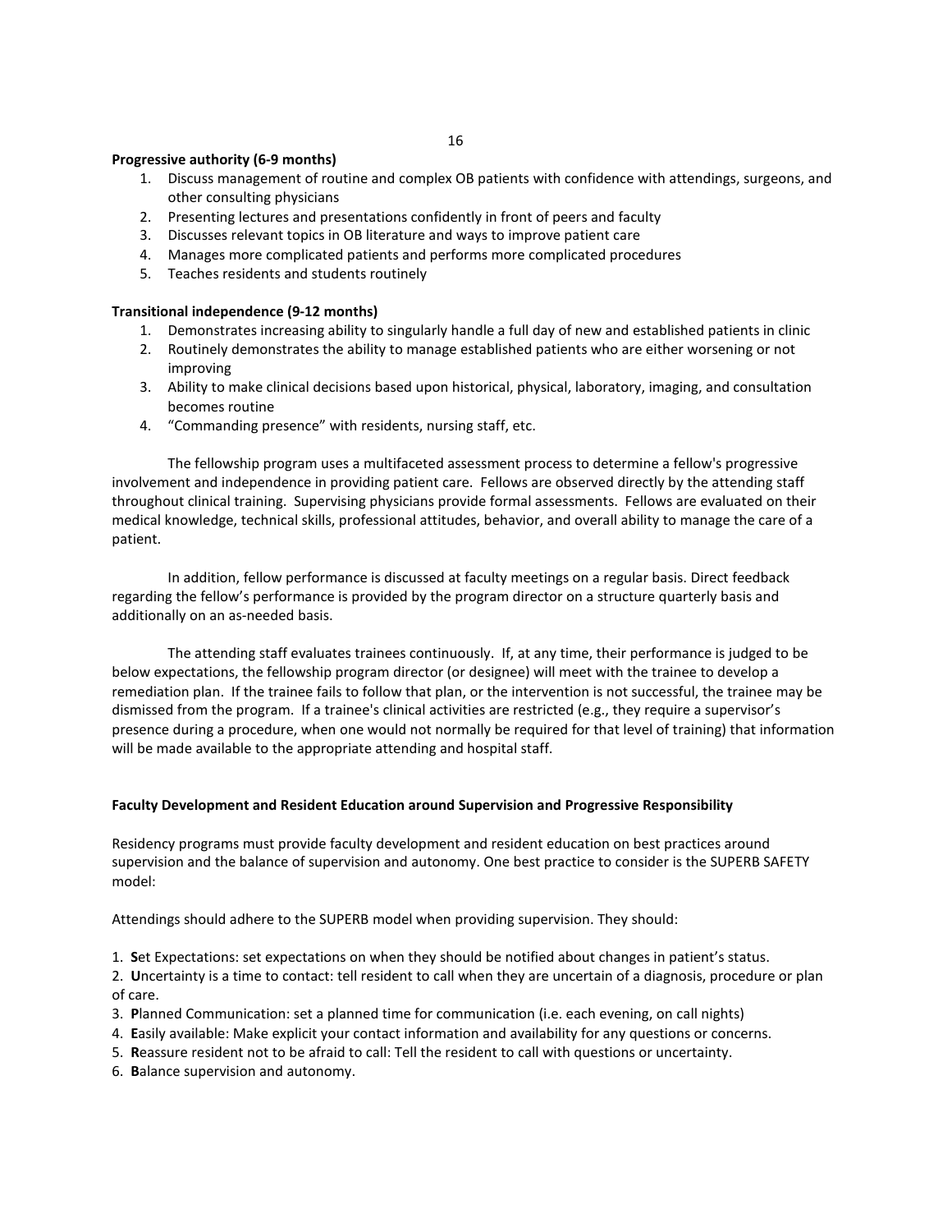**Progressive authority (6-9 months)**

1. Discuss management of routine and complex OB patients with confidence with attendings, surgeons, and other consulting physicians
2. Presenting lectures and presentations confidently in front of peers and faculty
3. Discusses relevant topics in OB literature and ways to improve patient care
4. Manages more complicated patients and performs more complicated procedures
5. Teaches residents and students routinely

**Transitional independence (9-12 months)**

1. Demonstrates increasing ability to singularly handle a full day of new and established patients in clinic
2. Routinely demonstrates the ability to manage established patients who are either worsening or not improving
3. Ability to make clinical decisions based upon historical, physical, laboratory, imaging, and consultation becomes routine
4. "Commanding presence" with residents, nursing staff, etc.

The fellowship program uses a multifaceted assessment process to determine a fellow's progressive involvement and independence in providing patient care. Fellows are observed directly by the attending staff throughout clinical training. Supervising physicians provide formal assessments. Fellows are evaluated on their medical knowledge, technical skills, professional attitudes, behavior, and overall ability to manage the care of a patient.

In addition, fellow performance is discussed at faculty meetings on a regular basis. Direct feedback regarding the fellow's performance is provided by the program director on a structure quarterly basis and additionally on an as-needed basis.

The attending staff evaluates trainees continuously. If, at any time, their performance is judged to be below expectations, the fellowship program director (or designee) will meet with the trainee to develop a remediation plan. If the trainee fails to follow that plan, or the intervention is not successful, the trainee may be dismissed from the program. If a trainee's clinical activities are restricted (e.g., they require a supervisor's presence during a procedure, when one would not normally be required for that level of training) that information will be made available to the appropriate attending and hospital staff.

**Faculty Development and Resident Education around Supervision and Progressive Responsibility**

Residency programs must provide faculty development and resident education on best practices around supervision and the balance of supervision and autonomy. One best practice to consider is the SUPERB SAFETY model:

Attendings should adhere to the SUPERB model when providing supervision. They should:

1. **S**et Expectations: set expectations on when they should be notified about changes in patient's status.
2. **U**ncertainty is a time to contact: tell resident to call when they are uncertain of a diagnosis, procedure or plan of care.
3. **P**lanned Communication: set a planned time for communication (i.e. each evening, on call nights)
4. **E**asily available: Make explicit your contact information and availability for any questions or concerns.
5. **R**eassure resident not to be afraid to call: Tell the resident to call with questions or uncertainty.
6. **B**alance supervision and autonomy.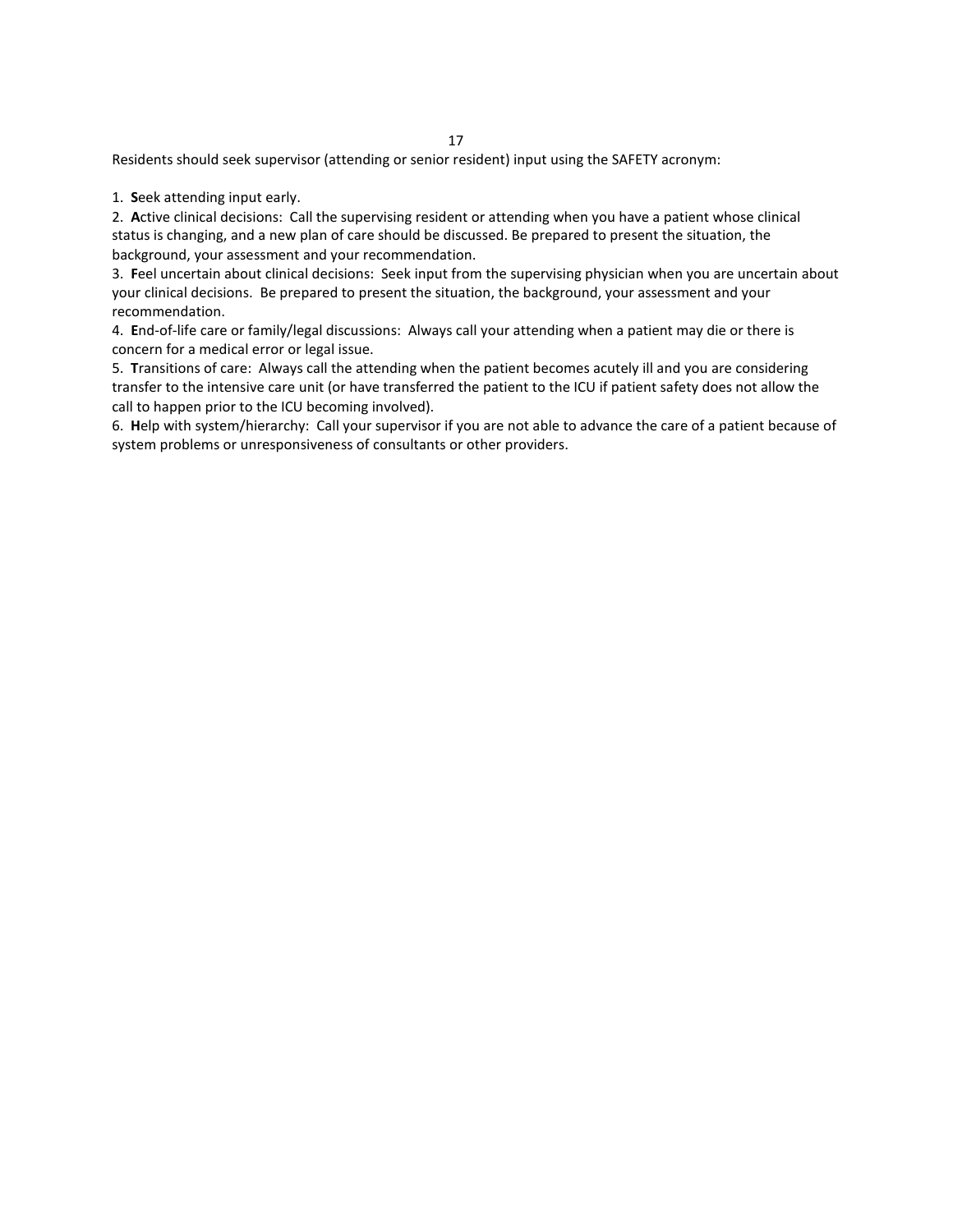Residents should seek supervisor (attending or senior resident) input using the SAFETY acronym:

1. **S**eek attending input early.
2. **A**ctive clinical decisions: Call the supervising resident or attending when you have a patient whose clinical status is changing, and a new plan of care should be discussed. Be prepared to present the situation, the background, your assessment and your recommendation.
3. **F**eel uncertain about clinical decisions: Seek input from the supervising physician when you are uncertain about your clinical decisions. Be prepared to present the situation, the background, your assessment and your recommendation.
4. **E**nd-of-life care or family/legal discussions: Always call your attending when a patient may die or there is concern for a medical error or legal issue.
5. **T**ransitions of care: Always call the attending when the patient becomes acutely ill and you are considering transfer to the intensive care unit (or have transferred the patient to the ICU if patient safety does not allow the call to happen prior to the ICU becoming involved).
6. **H**elp with system/hierarchy: Call your supervisor if you are not able to advance the care of a patient because of system problems or unresponsiveness of consultants or other providers.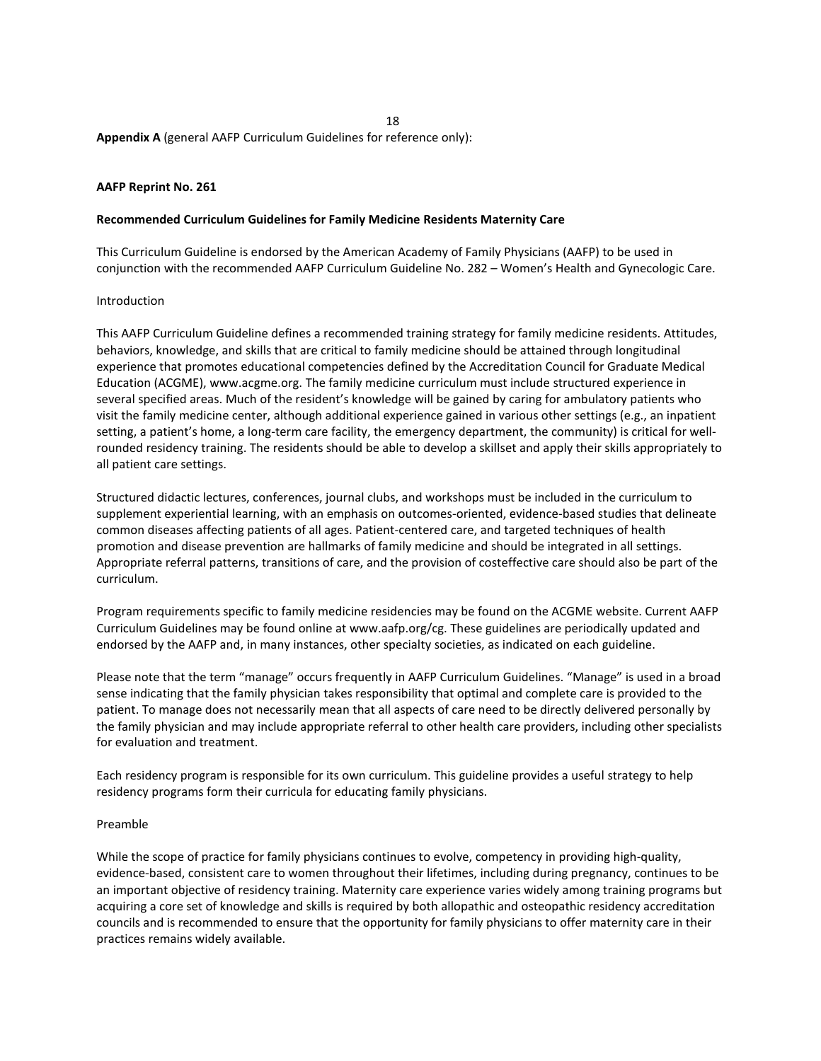**Appendix A** (general AAFP Curriculum Guidelines for reference only):

**AAFP Reprint No. 261**

**Recommended Curriculum Guidelines for Family Medicine Residents Maternity Care**

This Curriculum Guideline is endorsed by the American Academy of Family Physicians (AAFP) to be used in conjunction with the recommended AAFP Curriculum Guideline No. 282 – Women's Health and Gynecologic Care.

Introduction

This AAFP Curriculum Guideline defines a recommended training strategy for family medicine residents. Attitudes, behaviors, knowledge, and skills that are critical to family medicine should be attained through longitudinal experience that promotes educational competencies defined by the Accreditation Council for Graduate Medical Education (ACGME), www.acgme.org. The family medicine curriculum must include structured experience in several specified areas. Much of the resident's knowledge will be gained by caring for ambulatory patients who visit the family medicine center, although additional experience gained in various other settings (e.g., an inpatient setting, a patient's home, a long-term care facility, the emergency department, the community) is critical for well-rounded residency training. The residents should be able to develop a skillset and apply their skills appropriately to all patient care settings.

Structured didactic lectures, conferences, journal clubs, and workshops must be included in the curriculum to supplement experiential learning, with an emphasis on outcomes-oriented, evidence-based studies that delineate common diseases affecting patients of all ages. Patient-centered care, and targeted techniques of health promotion and disease prevention are hallmarks of family medicine and should be integrated in all settings. Appropriate referral patterns, transitions of care, and the provision of costeffective care should also be part of the curriculum.

Program requirements specific to family medicine residencies may be found on the ACGME website. Current AAFP Curriculum Guidelines may be found online at www.aafp.org/cg. These guidelines are periodically updated and endorsed by the AAFP and, in many instances, other specialty societies, as indicated on each guideline.

Please note that the term "manage" occurs frequently in AAFP Curriculum Guidelines. "Manage" is used in a broad sense indicating that the family physician takes responsibility that optimal and complete care is provided to the patient. To manage does not necessarily mean that all aspects of care need to be directly delivered personally by the family physician and may include appropriate referral to other health care providers, including other specialists for evaluation and treatment.

Each residency program is responsible for its own curriculum. This guideline provides a useful strategy to help residency programs form their curricula for educating family physicians.

Preamble

While the scope of practice for family physicians continues to evolve, competency in providing high-quality, evidence-based, consistent care to women throughout their lifetimes, including during pregnancy, continues to be an important objective of residency training. Maternity care experience varies widely among training programs but acquiring a core set of knowledge and skills is required by both allopathic and osteopathic residency accreditation councils and is recommended to ensure that the opportunity for family physicians to offer maternity care in their practices remains widely available.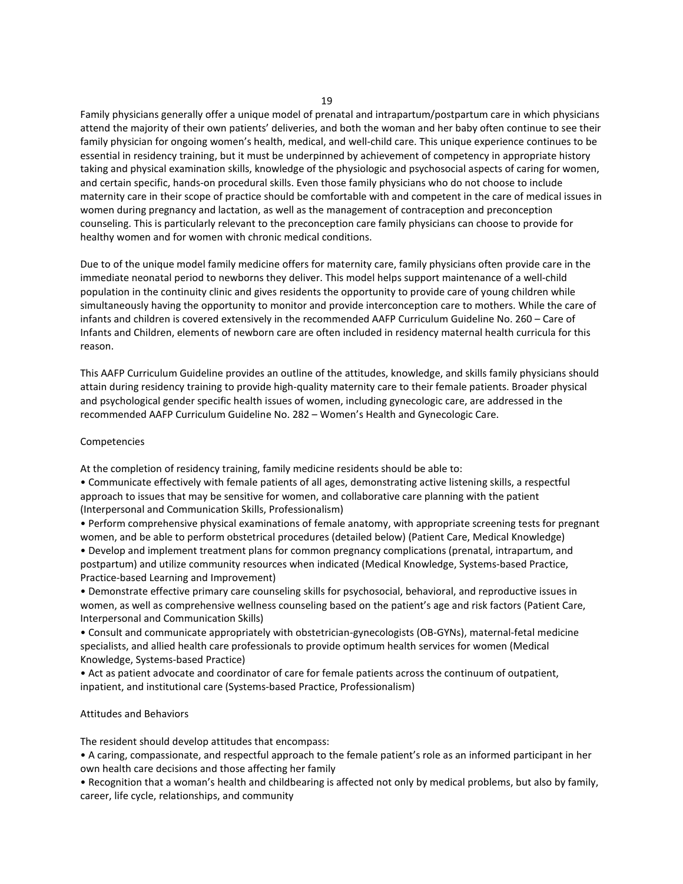Family physicians generally offer a unique model of prenatal and intrapartum/postpartum care in which physicians attend the majority of their own patients' deliveries, and both the woman and her baby often continue to see their family physician for ongoing women's health, medical, and well-child care. This unique experience continues to be essential in residency training, but it must be underpinned by achievement of competency in appropriate history taking and physical examination skills, knowledge of the physiologic and psychosocial aspects of caring for women, and certain specific, hands-on procedural skills. Even those family physicians who do not choose to include maternity care in their scope of practice should be comfortable with and competent in the care of medical issues in women during pregnancy and lactation, as well as the management of contraception and preconception counseling. This is particularly relevant to the preconception care family physicians can choose to provide for healthy women and for women with chronic medical conditions.

Due to of the unique model family medicine offers for maternity care, family physicians often provide care in the immediate neonatal period to newborns they deliver. This model helps support maintenance of a well-child population in the continuity clinic and gives residents the opportunity to provide care of young children while simultaneously having the opportunity to monitor and provide interconception care to mothers. While the care of infants and children is covered extensively in the recommended AAFP Curriculum Guideline No. 260 – Care of Infants and Children, elements of newborn care are often included in residency maternal health curricula for this reason.

This AAFP Curriculum Guideline provides an outline of the attitudes, knowledge, and skills family physicians should attain during residency training to provide high-quality maternity care to their female patients. Broader physical and psychological gender specific health issues of women, including gynecologic care, are addressed in the recommended AAFP Curriculum Guideline No. 282 – Women's Health and Gynecologic Care.

## Competencies

At the completion of residency training, family medicine residents should be able to:

- Communicate effectively with female patients of all ages, demonstrating active listening skills, a respectful approach to issues that may be sensitive for women, and collaborative care planning with the patient (Interpersonal and Communication Skills, Professionalism)
- Perform comprehensive physical examinations of female anatomy, with appropriate screening tests for pregnant women, and be able to perform obstetrical procedures (detailed below) (Patient Care, Medical Knowledge)
- Develop and implement treatment plans for common pregnancy complications (prenatal, intrapartum, and postpartum) and utilize community resources when indicated (Medical Knowledge, Systems-based Practice, Practice-based Learning and Improvement)
- Demonstrate effective primary care counseling skills for psychosocial, behavioral, and reproductive issues in women, as well as comprehensive wellness counseling based on the patient's age and risk factors (Patient Care, Interpersonal and Communication Skills)
- Consult and communicate appropriately with obstetrician-gynecologists (OB-GYNs), maternal-fetal medicine specialists, and allied health care professionals to provide optimum health services for women (Medical Knowledge, Systems-based Practice)
- Act as patient advocate and coordinator of care for female patients across the continuum of outpatient, inpatient, and institutional care (Systems-based Practice, Professionalism)

## Attitudes and Behaviors

The resident should develop attitudes that encompass:

- A caring, compassionate, and respectful approach to the female patient's role as an informed participant in her own health care decisions and those affecting her family
- Recognition that a woman's health and childbearing is affected not only by medical problems, but also by family, career, life cycle, relationships, and community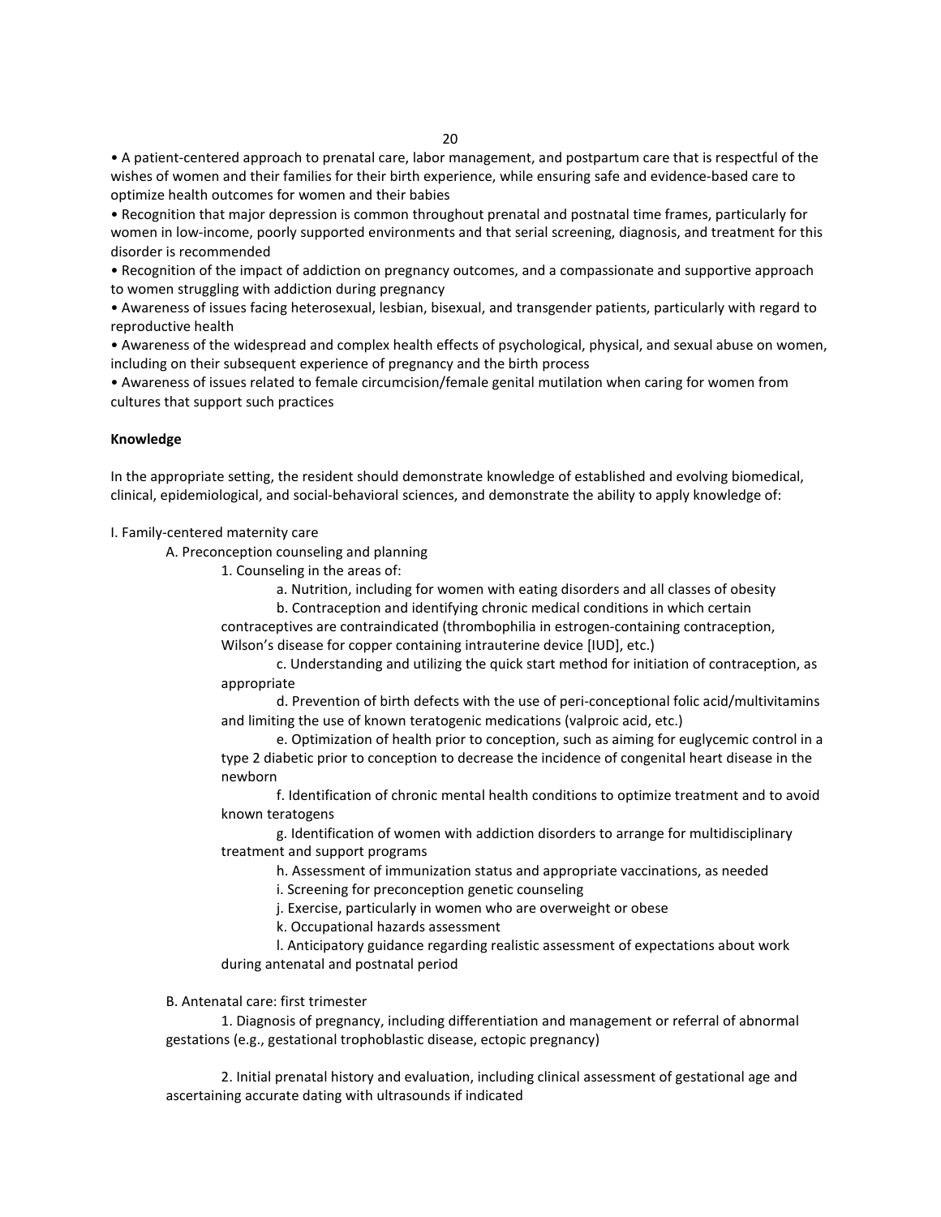- A patient-centered approach to prenatal care, labor management, and postpartum care that is respectful of the wishes of women and their families for their birth experience, while ensuring safe and evidence-based care to optimize health outcomes for women and their babies
- Recognition that major depression is common throughout prenatal and postnatal time frames, particularly for women in low-income, poorly supported environments and that serial screening, diagnosis, and treatment for this disorder is recommended
- Recognition of the impact of addiction on pregnancy outcomes, and a compassionate and supportive approach to women struggling with addiction during pregnancy
- Awareness of issues facing heterosexual, lesbian, bisexual, and transgender patients, particularly with regard to reproductive health
- Awareness of the widespread and complex health effects of psychological, physical, and sexual abuse on women, including on their subsequent experience of pregnancy and the birth process
- Awareness of issues related to female circumcision/female genital mutilation when caring for women from cultures that support such practices

**Knowledge**

In the appropriate setting, the resident should demonstrate knowledge of established and evolving biomedical, clinical, epidemiological, and social-behavioral sciences, and demonstrate the ability to apply knowledge of:

I. Family-centered maternity care

  A. Preconception counseling and planning

    1. Counseling in the areas of:

      a. Nutrition, including for women with eating disorders and all classes of obesity

      b. Contraception and identifying chronic medical conditions in which certain contraceptives are contraindicated (thrombophilia in estrogen-containing contraception, Wilson's disease for copper containing intrauterine device [IUD], etc.)

      c. Understanding and utilizing the quick start method for initiation of contraception, as appropriate

      d. Prevention of birth defects with the use of peri-conceptional folic acid/multivitamins and limiting the use of known teratogenic medications (valproic acid, etc.)

      e. Optimization of health prior to conception, such as aiming for euglycemic control in a type 2 diabetic prior to conception to decrease the incidence of congenital heart disease in the newborn

      f. Identification of chronic mental health conditions to optimize treatment and to avoid known teratogens

      g. Identification of women with addiction disorders to arrange for multidisciplinary treatment and support programs

      h. Assessment of immunization status and appropriate vaccinations, as needed

      i. Screening for preconception genetic counseling

      j. Exercise, particularly in women who are overweight or obese

      k. Occupational hazards assessment

      l. Anticipatory guidance regarding realistic assessment of expectations about work during antenatal and postnatal period

  B. Antenatal care: first trimester

    1. Diagnosis of pregnancy, including differentiation and management or referral of abnormal gestations (e.g., gestational trophoblastic disease, ectopic pregnancy)

    2. Initial prenatal history and evaluation, including clinical assessment of gestational age and ascertaining accurate dating with ultrasounds if indicated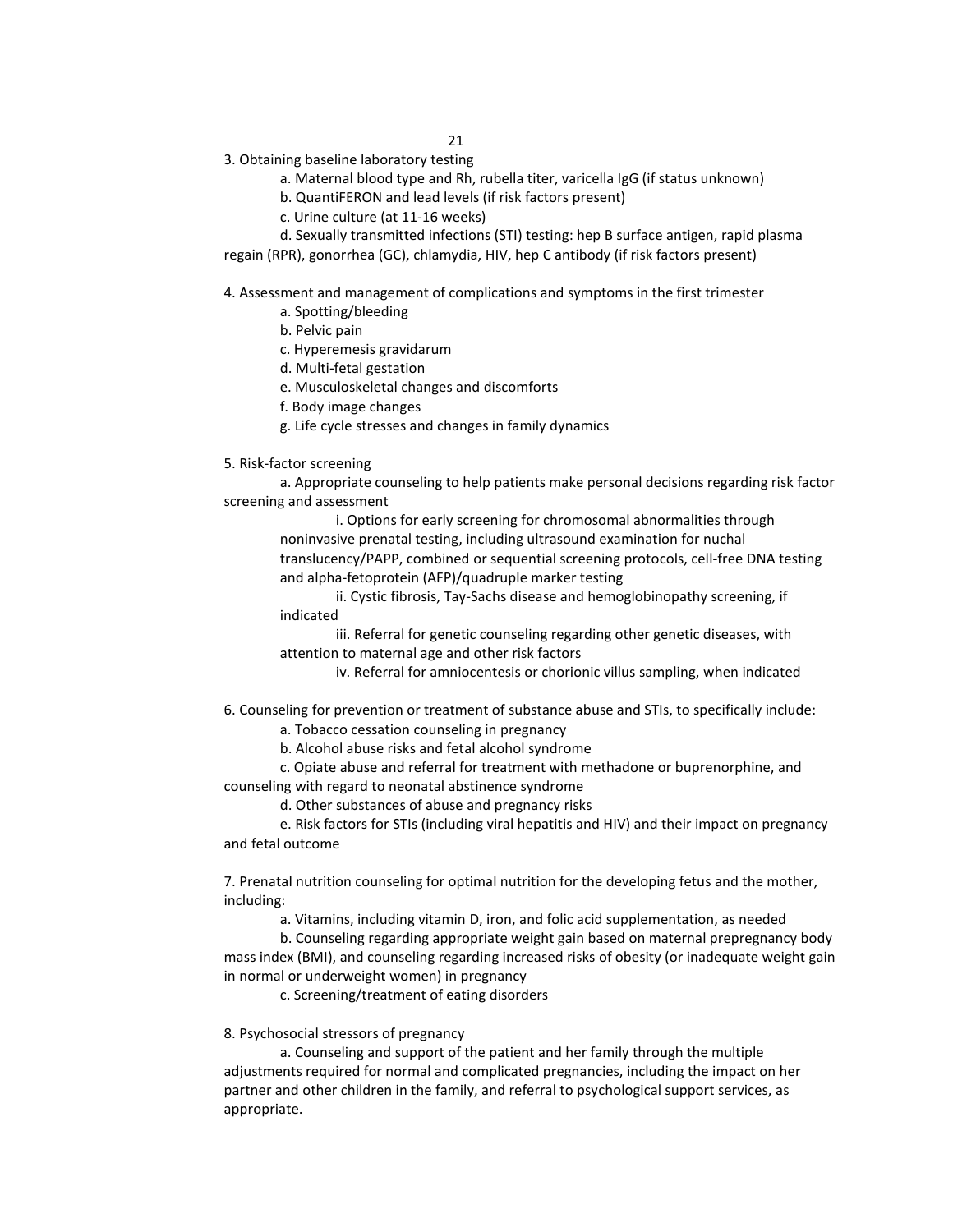3. Obtaining baseline laboratory testing

   a. Maternal blood type and Rh, rubella titer, varicella IgG (if status unknown)

   b. QuantiFERON and lead levels (if risk factors present)

   c. Urine culture (at 11-16 weeks)

   d. Sexually transmitted infections (STI) testing: hep B surface antigen, rapid plasma regain (RPR), gonorrhea (GC), chlamydia, HIV, hep C antibody (if risk factors present)

4. Assessment and management of complications and symptoms in the first trimester

   a. Spotting/bleeding

   b. Pelvic pain

   c. Hyperemesis gravidarum

   d. Multi-fetal gestation

   e. Musculoskeletal changes and discomforts

   f. Body image changes

   g. Life cycle stresses and changes in family dynamics

5. Risk-factor screening

   a. Appropriate counseling to help patients make personal decisions regarding risk factor screening and assessment

      i. Options for early screening for chromosomal abnormalities through noninvasive prenatal testing, including ultrasound examination for nuchal translucency/PAPP, combined or sequential screening protocols, cell-free DNA testing and alpha-fetoprotein (AFP)/quadruple marker testing

      ii. Cystic fibrosis, Tay-Sachs disease and hemoglobinopathy screening, if indicated

      iii. Referral for genetic counseling regarding other genetic diseases, with attention to maternal age and other risk factors

      iv. Referral for amniocentesis or chorionic villus sampling, when indicated

6. Counseling for prevention or treatment of substance abuse and STIs, to specifically include:

   a. Tobacco cessation counseling in pregnancy

   b. Alcohol abuse risks and fetal alcohol syndrome

   c. Opiate abuse and referral for treatment with methadone or buprenorphine, and counseling with regard to neonatal abstinence syndrome

   d. Other substances of abuse and pregnancy risks

   e. Risk factors for STIs (including viral hepatitis and HIV) and their impact on pregnancy and fetal outcome

7. Prenatal nutrition counseling for optimal nutrition for the developing fetus and the mother, including:

   a. Vitamins, including vitamin D, iron, and folic acid supplementation, as needed

   b. Counseling regarding appropriate weight gain based on maternal prepregnancy body mass index (BMI), and counseling regarding increased risks of obesity (or inadequate weight gain in normal or underweight women) in pregnancy

   c. Screening/treatment of eating disorders

8. Psychosocial stressors of pregnancy

   a. Counseling and support of the patient and her family through the multiple adjustments required for normal and complicated pregnancies, including the impact on her partner and other children in the family, and referral to psychological support services, as appropriate.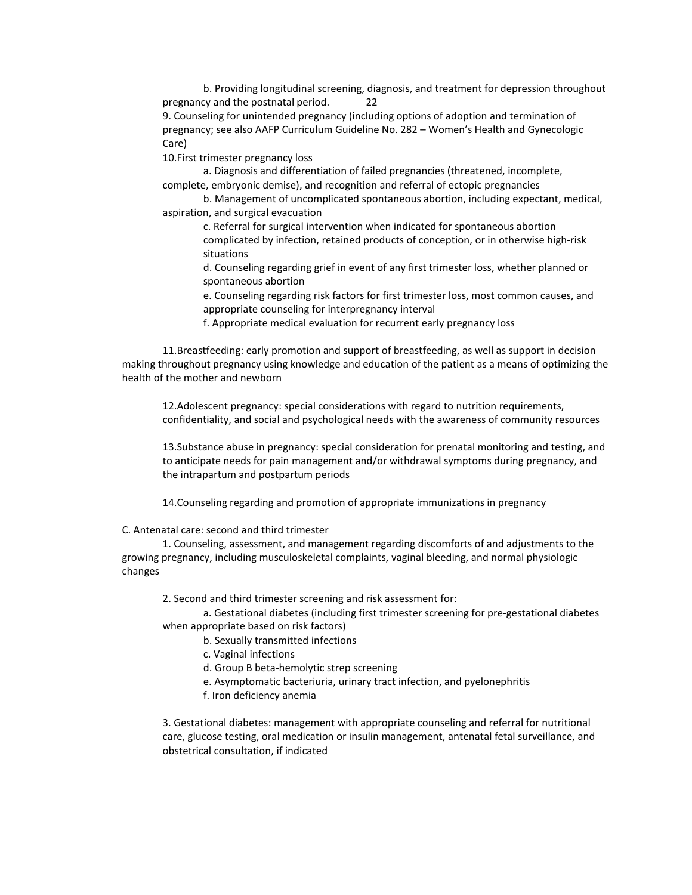b. Providing longitudinal screening, diagnosis, and treatment for depression throughout pregnancy and the postnatal period.

9. Counseling for unintended pregnancy (including options of adoption and termination of pregnancy; see also AAFP Curriculum Guideline No. 282 – Women's Health and Gynecologic Care)

10. First trimester pregnancy loss

a. Diagnosis and differentiation of failed pregnancies (threatened, incomplete, complete, embryonic demise), and recognition and referral of ectopic pregnancies

b. Management of uncomplicated spontaneous abortion, including expectant, medical, aspiration, and surgical evacuation

c. Referral for surgical intervention when indicated for spontaneous abortion complicated by infection, retained products of conception, or in otherwise high-risk situations

d. Counseling regarding grief in event of any first trimester loss, whether planned or spontaneous abortion

e. Counseling regarding risk factors for first trimester loss, most common causes, and appropriate counseling for interpregnancy interval

f. Appropriate medical evaluation for recurrent early pregnancy loss

11. Breastfeeding: early promotion and support of breastfeeding, as well as support in decision making throughout pregnancy using knowledge and education of the patient as a means of optimizing the health of the mother and newborn

12. Adolescent pregnancy: special considerations with regard to nutrition requirements, confidentiality, and social and psychological needs with the awareness of community resources

13. Substance abuse in pregnancy: special consideration for prenatal monitoring and testing, and to anticipate needs for pain management and/or withdrawal symptoms during pregnancy, and the intrapartum and postpartum periods

14. Counseling regarding and promotion of appropriate immunizations in pregnancy

C. Antenatal care: second and third trimester

1. Counseling, assessment, and management regarding discomforts of and adjustments to the growing pregnancy, including musculoskeletal complaints, vaginal bleeding, and normal physiologic changes

2. Second and third trimester screening and risk assessment for:

a. Gestational diabetes (including first trimester screening for pre-gestational diabetes when appropriate based on risk factors)

b. Sexually transmitted infections

c. Vaginal infections

d. Group B beta-hemolytic strep screening

e. Asymptomatic bacteriuria, urinary tract infection, and pyelonephritis

f. Iron deficiency anemia

3. Gestational diabetes: management with appropriate counseling and referral for nutritional care, glucose testing, oral medication or insulin management, antenatal fetal surveillance, and obstetrical consultation, if indicated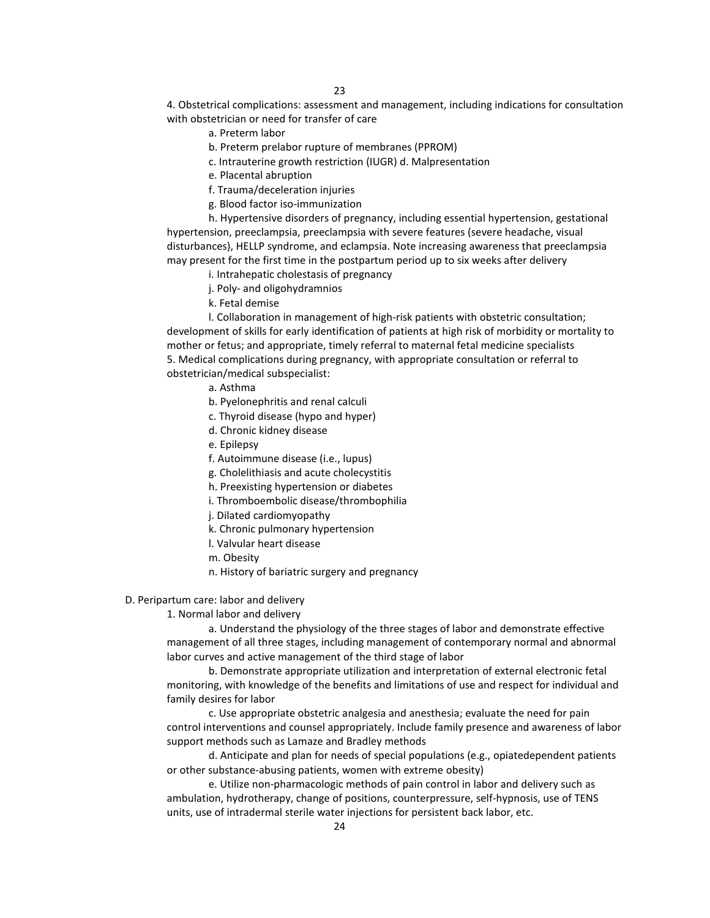4. Obstetrical complications: assessment and management, including indications for consultation with obstetrician or need for transfer of care

   a. Preterm labor

   b. Preterm prelabor rupture of membranes (PPROM)

   c. Intrauterine growth restriction (IUGR) d. Malpresentation

   e. Placental abruption

   f. Trauma/deceleration injuries

   g. Blood factor iso-immunization

   h. Hypertensive disorders of pregnancy, including essential hypertension, gestational hypertension, preeclampsia, preeclampsia with severe features (severe headache, visual disturbances), HELLP syndrome, and eclampsia. Note increasing awareness that preeclampsia may present for the first time in the postpartum period up to six weeks after delivery

   i. Intrahepatic cholestasis of pregnancy

   j. Poly- and oligohydramnios

   k. Fetal demise

   l. Collaboration in management of high-risk patients with obstetric consultation; development of skills for early identification of patients at high risk of morbidity or mortality to mother or fetus; and appropriate, timely referral to maternal fetal medicine specialists

5. Medical complications during pregnancy, with appropriate consultation or referral to obstetrician/medical subspecialist:

   a. Asthma

   b. Pyelonephritis and renal calculi

   c. Thyroid disease (hypo and hyper)

   d. Chronic kidney disease

   e. Epilepsy

   f. Autoimmune disease (i.e., lupus)

   g. Cholelithiasis and acute cholecystitis

   h. Preexisting hypertension or diabetes

   i. Thromboembolic disease/thrombophilia

   j. Dilated cardiomyopathy

   k. Chronic pulmonary hypertension

   l. Valvular heart disease

   m. Obesity

   n. History of bariatric surgery and pregnancy

D. Peripartum care: labor and delivery

1. Normal labor and delivery

   a. Understand the physiology of the three stages of labor and demonstrate effective management of all three stages, including management of contemporary normal and abnormal labor curves and active management of the third stage of labor

   b. Demonstrate appropriate utilization and interpretation of external electronic fetal monitoring, with knowledge of the benefits and limitations of use and respect for individual and family desires for labor

   c. Use appropriate obstetric analgesia and anesthesia; evaluate the need for pain control interventions and counsel appropriately. Include family presence and awareness of labor support methods such as Lamaze and Bradley methods

   d. Anticipate and plan for needs of special populations (e.g., opiatedependent patients or other substance-abusing patients, women with extreme obesity)

   e. Utilize non-pharmacologic methods of pain control in labor and delivery such as ambulation, hydrotherapy, change of positions, counterpressure, self-hypnosis, use of TENS units, use of intradermal sterile water injections for persistent back labor, etc.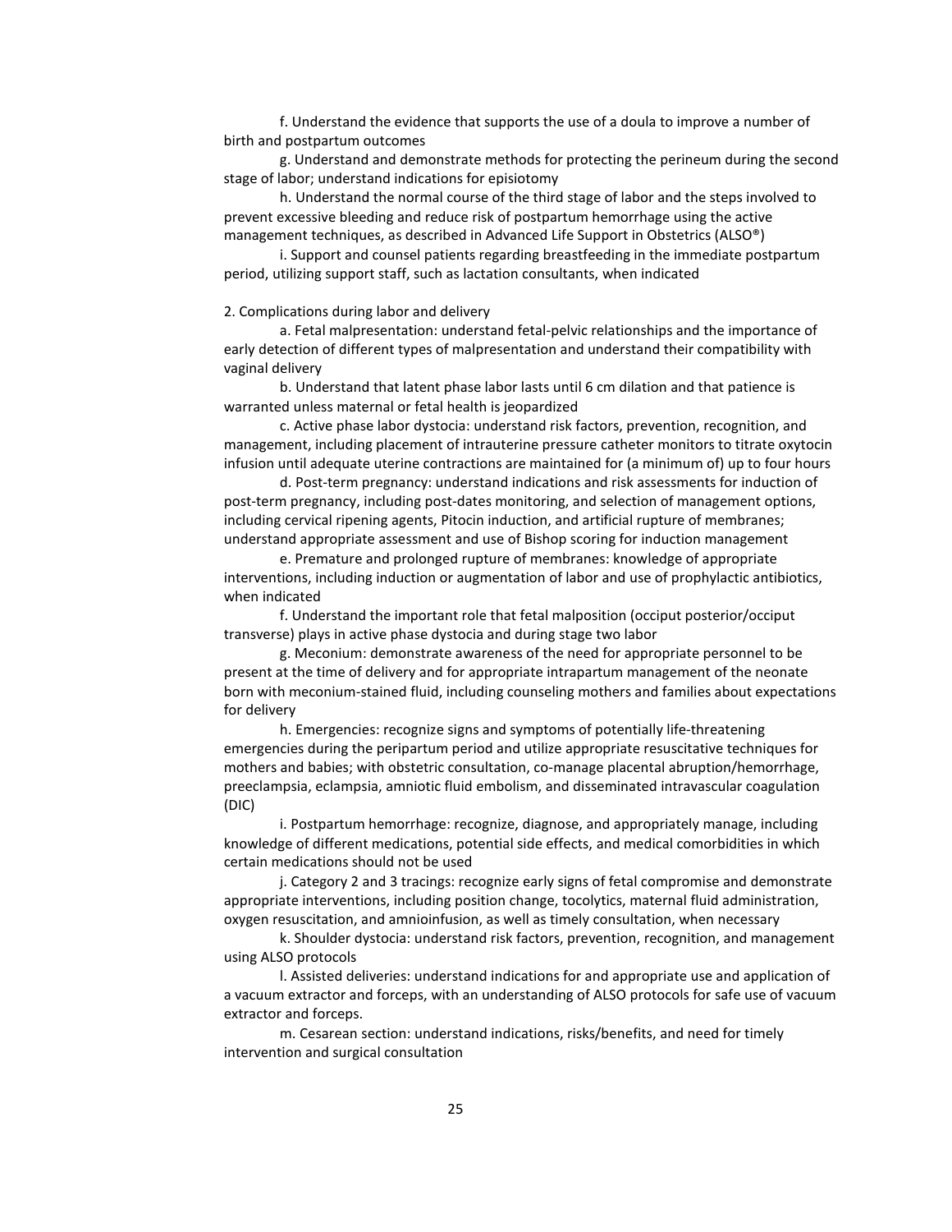f. Understand the evidence that supports the use of a doula to improve a number of birth and postpartum outcomes

g. Understand and demonstrate methods for protecting the perineum during the second stage of labor; understand indications for episiotomy

h. Understand the normal course of the third stage of labor and the steps involved to prevent excessive bleeding and reduce risk of postpartum hemorrhage using the active management techniques, as described in Advanced Life Support in Obstetrics (ALSO®)

i. Support and counsel patients regarding breastfeeding in the immediate postpartum period, utilizing support staff, such as lactation consultants, when indicated

2. Complications during labor and delivery

a. Fetal malpresentation: understand fetal-pelvic relationships and the importance of early detection of different types of malpresentation and understand their compatibility with vaginal delivery

b. Understand that latent phase labor lasts until 6 cm dilation and that patience is warranted unless maternal or fetal health is jeopardized

c. Active phase labor dystocia: understand risk factors, prevention, recognition, and management, including placement of intrauterine pressure catheter monitors to titrate oxytocin infusion until adequate uterine contractions are maintained for (a minimum of) up to four hours

d. Post-term pregnancy: understand indications and risk assessments for induction of post-term pregnancy, including post-dates monitoring, and selection of management options, including cervical ripening agents, Pitocin induction, and artificial rupture of membranes; understand appropriate assessment and use of Bishop scoring for induction management

e. Premature and prolonged rupture of membranes: knowledge of appropriate interventions, including induction or augmentation of labor and use of prophylactic antibiotics, when indicated

f. Understand the important role that fetal malposition (occiput posterior/occiput transverse) plays in active phase dystocia and during stage two labor

g. Meconium: demonstrate awareness of the need for appropriate personnel to be present at the time of delivery and for appropriate intrapartum management of the neonate born with meconium-stained fluid, including counseling mothers and families about expectations for delivery

h. Emergencies: recognize signs and symptoms of potentially life-threatening emergencies during the peripartum period and utilize appropriate resuscitative techniques for mothers and babies; with obstetric consultation, co-manage placental abruption/hemorrhage, preeclampsia, eclampsia, amniotic fluid embolism, and disseminated intravascular coagulation (DIC)

i. Postpartum hemorrhage: recognize, diagnose, and appropriately manage, including knowledge of different medications, potential side effects, and medical comorbidities in which certain medications should not be used

j. Category 2 and 3 tracings: recognize early signs of fetal compromise and demonstrate appropriate interventions, including position change, tocolytics, maternal fluid administration, oxygen resuscitation, and amnioinfusion, as well as timely consultation, when necessary

k. Shoulder dystocia: understand risk factors, prevention, recognition, and management using ALSO protocols

l. Assisted deliveries: understand indications for and appropriate use and application of a vacuum extractor and forceps, with an understanding of ALSO protocols for safe use of vacuum extractor and forceps.

m. Cesarean section: understand indications, risks/benefits, and need for timely intervention and surgical consultation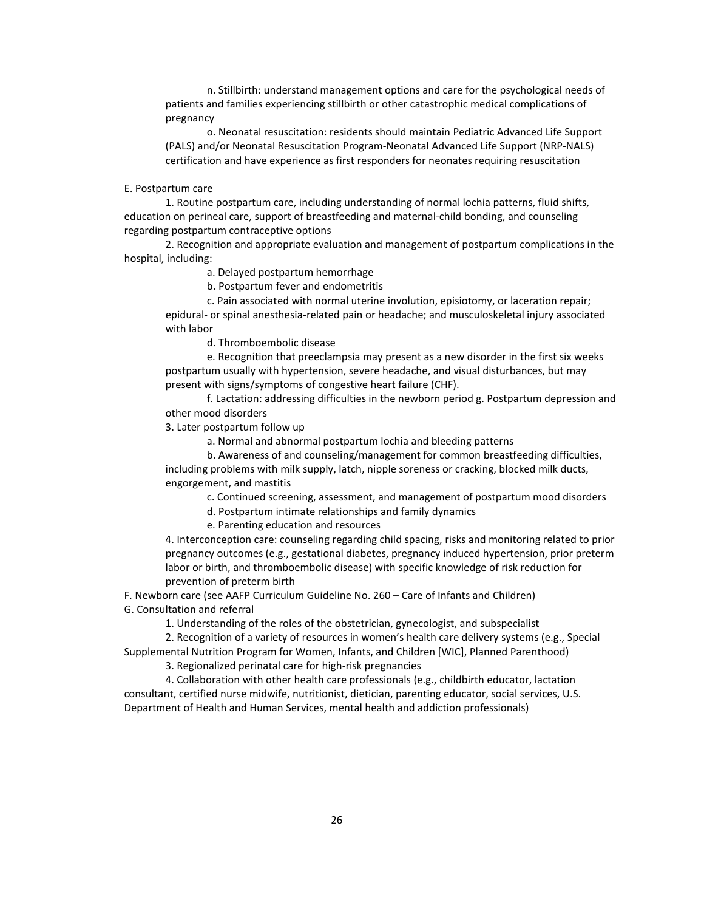n. Stillbirth: understand management options and care for the psychological needs of patients and families experiencing stillbirth or other catastrophic medical complications of pregnancy

o. Neonatal resuscitation: residents should maintain Pediatric Advanced Life Support (PALS) and/or Neonatal Resuscitation Program-Neonatal Advanced Life Support (NRP-NALS) certification and have experience as first responders for neonates requiring resuscitation

E. Postpartum care

1. Routine postpartum care, including understanding of normal lochia patterns, fluid shifts, education on perineal care, support of breastfeeding and maternal-child bonding, and counseling regarding postpartum contraceptive options

2. Recognition and appropriate evaluation and management of postpartum complications in the hospital, including:

a. Delayed postpartum hemorrhage

b. Postpartum fever and endometritis

c. Pain associated with normal uterine involution, episiotomy, or laceration repair; epidural- or spinal anesthesia-related pain or headache; and musculoskeletal injury associated with labor

d. Thromboembolic disease

e. Recognition that preeclampsia may present as a new disorder in the first six weeks postpartum usually with hypertension, severe headache, and visual disturbances, but may present with signs/symptoms of congestive heart failure (CHF).

f. Lactation: addressing difficulties in the newborn period g. Postpartum depression and other mood disorders

3. Later postpartum follow up

a. Normal and abnormal postpartum lochia and bleeding patterns

b. Awareness of and counseling/management for common breastfeeding difficulties, including problems with milk supply, latch, nipple soreness or cracking, blocked milk ducts, engorgement, and mastitis

c. Continued screening, assessment, and management of postpartum mood disorders

d. Postpartum intimate relationships and family dynamics

e. Parenting education and resources

4. Interconception care: counseling regarding child spacing, risks and monitoring related to prior pregnancy outcomes (e.g., gestational diabetes, pregnancy induced hypertension, prior preterm labor or birth, and thromboembolic disease) with specific knowledge of risk reduction for prevention of preterm birth

F. Newborn care (see AAFP Curriculum Guideline No. 260 – Care of Infants and Children)

G. Consultation and referral

1. Understanding of the roles of the obstetrician, gynecologist, and subspecialist

2. Recognition of a variety of resources in women's health care delivery systems (e.g., Special Supplemental Nutrition Program for Women, Infants, and Children [WIC], Planned Parenthood)

3. Regionalized perinatal care for high-risk pregnancies

4. Collaboration with other health care professionals (e.g., childbirth educator, lactation consultant, certified nurse midwife, nutritionist, dietician, parenting educator, social services, U.S. Department of Health and Human Services, mental health and addiction professionals)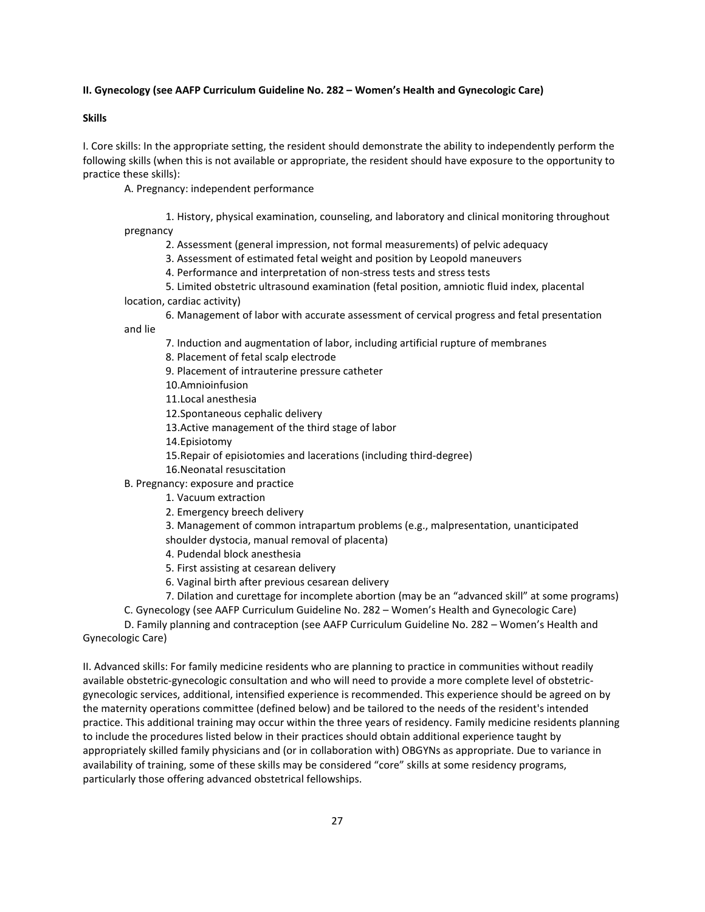**II. Gynecology (see AAFP Curriculum Guideline No. 282 – Women's Health and Gynecologic Care)**

**Skills**

I. Core skills: In the appropriate setting, the resident should demonstrate the ability to independently perform the following skills (when this is not available or appropriate, the resident should have exposure to the opportunity to practice these skills):

A. Pregnancy: independent performance

1. History, physical examination, counseling, and laboratory and clinical monitoring throughout pregnancy
2. Assessment (general impression, not formal measurements) of pelvic adequacy
3. Assessment of estimated fetal weight and position by Leopold maneuvers
4. Performance and interpretation of non-stress tests and stress tests
5. Limited obstetric ultrasound examination (fetal position, amniotic fluid index, placental location, cardiac activity)
6. Management of labor with accurate assessment of cervical progress and fetal presentation and lie
7. Induction and augmentation of labor, including artificial rupture of membranes
8. Placement of fetal scalp electrode
9. Placement of intrauterine pressure catheter
10. Amnioinfusion
11. Local anesthesia
12. Spontaneous cephalic delivery
13. Active management of the third stage of labor
14. Episiotomy
15. Repair of episiotomies and lacerations (including third-degree)
16. Neonatal resuscitation

B. Pregnancy: exposure and practice

1. Vacuum extraction
2. Emergency breech delivery
3. Management of common intrapartum problems (e.g., malpresentation, unanticipated shoulder dystocia, manual removal of placenta)
4. Pudendal block anesthesia
5. First assisting at cesarean delivery
6. Vaginal birth after previous cesarean delivery
7. Dilation and curettage for incomplete abortion (may be an "advanced skill" at some programs)

C. Gynecology (see AAFP Curriculum Guideline No. 282 – Women's Health and Gynecologic Care)

D. Family planning and contraception (see AAFP Curriculum Guideline No. 282 – Women's Health and Gynecologic Care)

II. Advanced skills: For family medicine residents who are planning to practice in communities without readily available obstetric-gynecologic consultation and who will need to provide a more complete level of obstetric-gynecologic services, additional, intensified experience is recommended. This experience should be agreed on by the maternity operations committee (defined below) and be tailored to the needs of the resident's intended practice. This additional training may occur within the three years of residency. Family medicine residents planning to include the procedures listed below in their practices should obtain additional experience taught by appropriately skilled family physicians and (or in collaboration with) OBGYNs as appropriate. Due to variance in availability of training, some of these skills may be considered "core" skills at some residency programs, particularly those offering advanced obstetrical fellowships.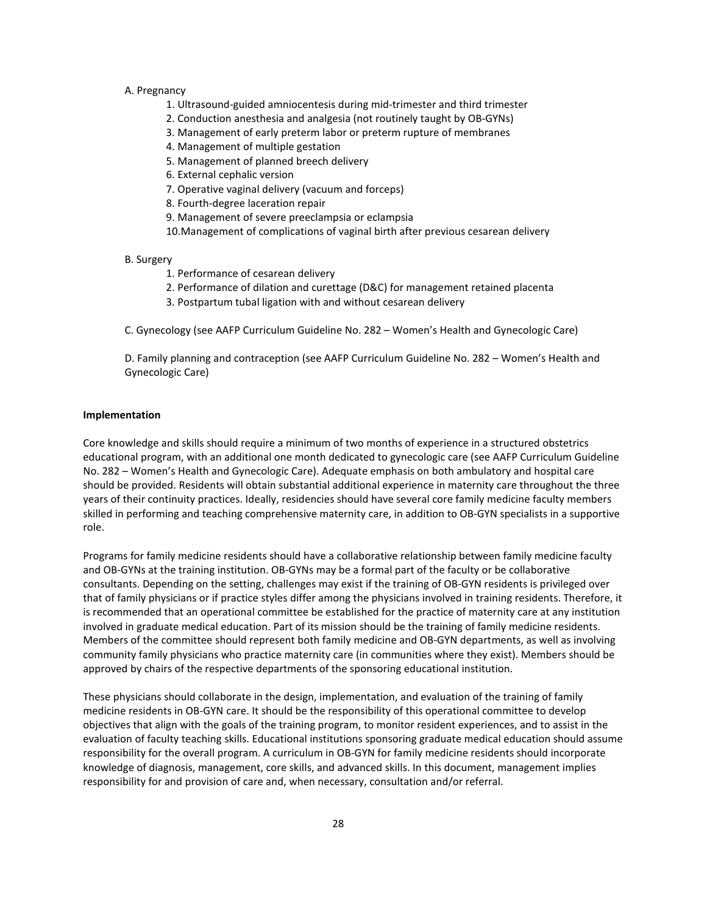A. Pregnancy

1. Ultrasound-guided amniocentesis during mid-trimester and third trimester
2. Conduction anesthesia and analgesia (not routinely taught by OB-GYNs)
3. Management of early preterm labor or preterm rupture of membranes
4. Management of multiple gestation
5. Management of planned breech delivery
6. External cephalic version
7. Operative vaginal delivery (vacuum and forceps)
8. Fourth-degree laceration repair
9. Management of severe preeclampsia or eclampsia
10. Management of complications of vaginal birth after previous cesarean delivery

B. Surgery

1. Performance of cesarean delivery
2. Performance of dilation and curettage (D&C) for management retained placenta
3. Postpartum tubal ligation with and without cesarean delivery

C. Gynecology (see AAFP Curriculum Guideline No. 282 – Women's Health and Gynecologic Care)

D. Family planning and contraception (see AAFP Curriculum Guideline No. 282 – Women's Health and Gynecologic Care)

**Implementation**

Core knowledge and skills should require a minimum of two months of experience in a structured obstetrics educational program, with an additional one month dedicated to gynecologic care (see AAFP Curriculum Guideline No. 282 – Women's Health and Gynecologic Care). Adequate emphasis on both ambulatory and hospital care should be provided. Residents will obtain substantial additional experience in maternity care throughout the three years of their continuity practices. Ideally, residencies should have several core family medicine faculty members skilled in performing and teaching comprehensive maternity care, in addition to OB-GYN specialists in a supportive role.

Programs for family medicine residents should have a collaborative relationship between family medicine faculty and OB-GYNs at the training institution. OB-GYNs may be a formal part of the faculty or be collaborative consultants. Depending on the setting, challenges may exist if the training of OB-GYN residents is privileged over that of family physicians or if practice styles differ among the physicians involved in training residents. Therefore, it is recommended that an operational committee be established for the practice of maternity care at any institution involved in graduate medical education. Part of its mission should be the training of family medicine residents. Members of the committee should represent both family medicine and OB-GYN departments, as well as involving community family physicians who practice maternity care (in communities where they exist). Members should be approved by chairs of the respective departments of the sponsoring educational institution.

These physicians should collaborate in the design, implementation, and evaluation of the training of family medicine residents in OB-GYN care. It should be the responsibility of this operational committee to develop objectives that align with the goals of the training program, to monitor resident experiences, and to assist in the evaluation of faculty teaching skills. Educational institutions sponsoring graduate medical education should assume responsibility for the overall program. A curriculum in OB-GYN for family medicine residents should incorporate knowledge of diagnosis, management, core skills, and advanced skills. In this document, management implies responsibility for and provision of care and, when necessary, consultation and/or referral.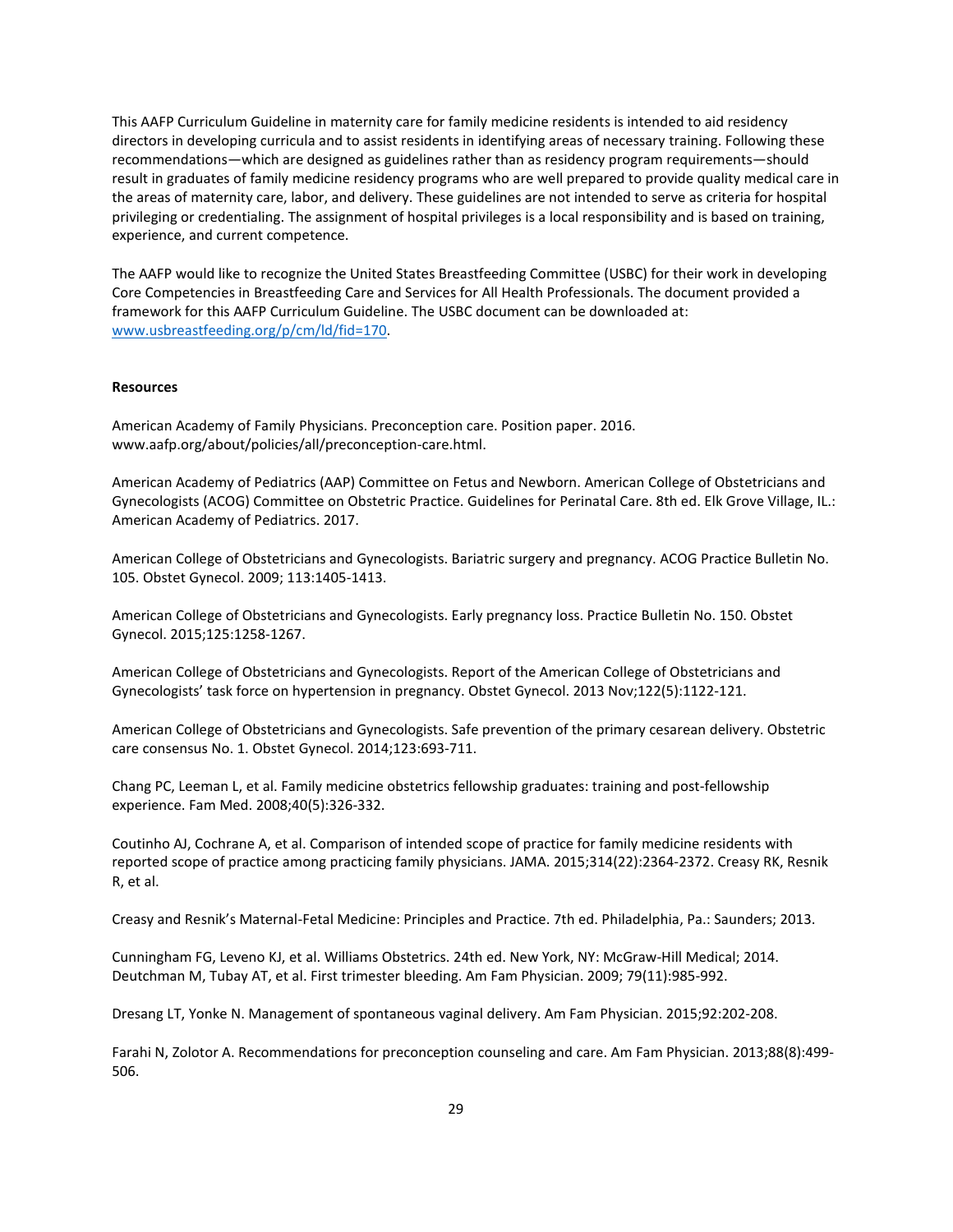This AAFP Curriculum Guideline in maternity care for family medicine residents is intended to aid residency directors in developing curricula and to assist residents in identifying areas of necessary training. Following these recommendations—which are designed as guidelines rather than as residency program requirements—should result in graduates of family medicine residency programs who are well prepared to provide quality medical care in the areas of maternity care, labor, and delivery. These guidelines are not intended to serve as criteria for hospital privileging or credentialing. The assignment of hospital privileges is a local responsibility and is based on training, experience, and current competence.

The AAFP would like to recognize the United States Breastfeeding Committee (USBC) for their work in developing Core Competencies in Breastfeeding Care and Services for All Health Professionals. The document provided a framework for this AAFP Curriculum Guideline. The USBC document can be downloaded at: [www.usbreastfeeding.org/p/cm/ld/fid=170](www.usbreastfeeding.org/p/cm/ld/fid=170).

**Resources**

American Academy of Family Physicians. Preconception care. Position paper. 2016. www.aafp.org/about/policies/all/preconception-care.html.

American Academy of Pediatrics (AAP) Committee on Fetus and Newborn. American College of Obstetricians and Gynecologists (ACOG) Committee on Obstetric Practice. Guidelines for Perinatal Care. 8th ed. Elk Grove Village, IL.: American Academy of Pediatrics. 2017.

American College of Obstetricians and Gynecologists. Bariatric surgery and pregnancy. ACOG Practice Bulletin No. 105. Obstet Gynecol. 2009; 113:1405-1413.

American College of Obstetricians and Gynecologists. Early pregnancy loss. Practice Bulletin No. 150. Obstet Gynecol. 2015;125:1258-1267.

American College of Obstetricians and Gynecologists. Report of the American College of Obstetricians and Gynecologists' task force on hypertension in pregnancy. Obstet Gynecol. 2013 Nov;122(5):1122-121.

American College of Obstetricians and Gynecologists. Safe prevention of the primary cesarean delivery. Obstetric care consensus No. 1. Obstet Gynecol. 2014;123:693-711.

Chang PC, Leeman L, et al. Family medicine obstetrics fellowship graduates: training and post-fellowship experience. Fam Med. 2008;40(5):326-332.

Coutinho AJ, Cochrane A, et al. Comparison of intended scope of practice for family medicine residents with reported scope of practice among practicing family physicians. JAMA. 2015;314(22):2364-2372. Creasy RK, Resnik R, et al.

Creasy and Resnik's Maternal-Fetal Medicine: Principles and Practice. 7th ed. Philadelphia, Pa.: Saunders; 2013.

Cunningham FG, Leveno KJ, et al. Williams Obstetrics. 24th ed. New York, NY: McGraw-Hill Medical; 2014. Deutchman M, Tubay AT, et al. First trimester bleeding. Am Fam Physician. 2009; 79(11):985-992.

Dresang LT, Yonke N. Management of spontaneous vaginal delivery. Am Fam Physician. 2015;92:202-208.

Farahi N, Zolotor A. Recommendations for preconception counseling and care. Am Fam Physician. 2013;88(8):499-506.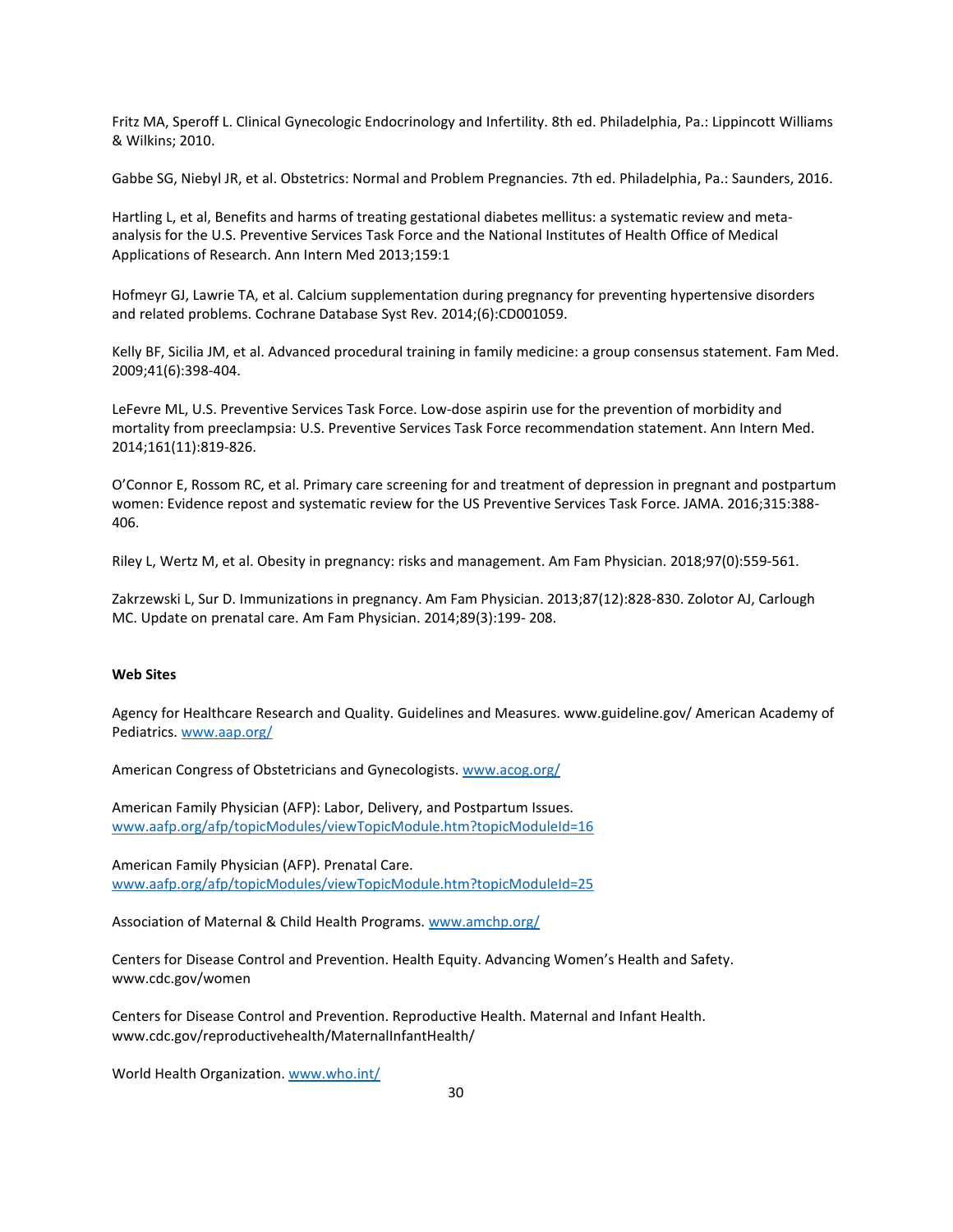Fritz MA, Speroff L. Clinical Gynecologic Endocrinology and Infertility. 8th ed. Philadelphia, Pa.: Lippincott Williams & Wilkins; 2010.

Gabbe SG, Niebyl JR, et al. Obstetrics: Normal and Problem Pregnancies. 7th ed. Philadelphia, Pa.: Saunders, 2016.

Hartling L, et al, Benefits and harms of treating gestational diabetes mellitus: a systematic review and meta-analysis for the U.S. Preventive Services Task Force and the National Institutes of Health Office of Medical Applications of Research. Ann Intern Med 2013;159:1

Hofmeyr GJ, Lawrie TA, et al. Calcium supplementation during pregnancy for preventing hypertensive disorders and related problems. Cochrane Database Syst Rev. 2014;(6):CD001059.

Kelly BF, Sicilia JM, et al. Advanced procedural training in family medicine: a group consensus statement. Fam Med. 2009;41(6):398-404.

LeFevre ML, U.S. Preventive Services Task Force. Low-dose aspirin use for the prevention of morbidity and mortality from preeclampsia: U.S. Preventive Services Task Force recommendation statement. Ann Intern Med. 2014;161(11):819-826.

O'Connor E, Rossom RC, et al. Primary care screening for and treatment of depression in pregnant and postpartum women: Evidence repost and systematic review for the US Preventive Services Task Force. JAMA. 2016;315:388-406.

Riley L, Wertz M, et al. Obesity in pregnancy: risks and management. Am Fam Physician. 2018;97(0):559-561.

Zakrzewski L, Sur D. Immunizations in pregnancy. Am Fam Physician. 2013;87(12):828-830. Zolotor AJ, Carlough MC. Update on prenatal care. Am Fam Physician. 2014;89(3):199- 208.

**Web Sites**

Agency for Healthcare Research and Quality. Guidelines and Measures. www.guideline.gov/ American Academy of Pediatrics. www.aap.org/

American Congress of Obstetricians and Gynecologists. www.acog.org/

American Family Physician (AFP): Labor, Delivery, and Postpartum Issues. www.aafp.org/afp/topicModules/viewTopicModule.htm?topicModuleId=16

American Family Physician (AFP). Prenatal Care. www.aafp.org/afp/topicModules/viewTopicModule.htm?topicModuleId=25

Association of Maternal & Child Health Programs. www.amchp.org/

Centers for Disease Control and Prevention. Health Equity. Advancing Women's Health and Safety. www.cdc.gov/women

Centers for Disease Control and Prevention. Reproductive Health. Maternal and Infant Health. www.cdc.gov/reproductivehealth/MaternalInfantHealth/

World Health Organization. www.who.int/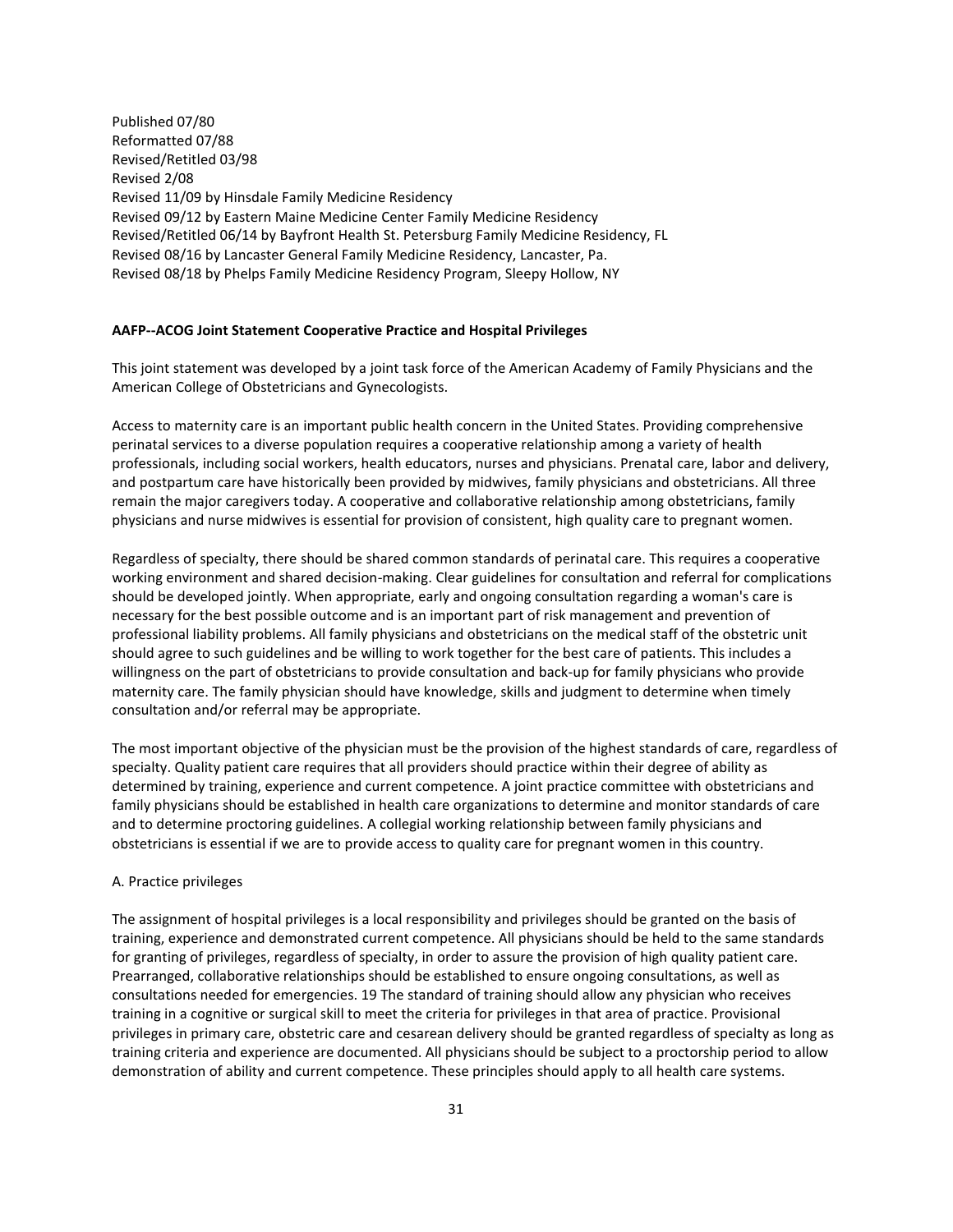Published 07/80
Reformatted 07/88
Revised/Retitled 03/98
Revised 2/08
Revised 11/09 by Hinsdale Family Medicine Residency
Revised 09/12 by Eastern Maine Medicine Center Family Medicine Residency
Revised/Retitled 06/14 by Bayfront Health St. Petersburg Family Medicine Residency, FL
Revised 08/16 by Lancaster General Family Medicine Residency, Lancaster, Pa.
Revised 08/18 by Phelps Family Medicine Residency Program, Sleepy Hollow, NY

**AAFP--ACOG Joint Statement Cooperative Practice and Hospital Privileges**

This joint statement was developed by a joint task force of the American Academy of Family Physicians and the American College of Obstetricians and Gynecologists.

Access to maternity care is an important public health concern in the United States. Providing comprehensive perinatal services to a diverse population requires a cooperative relationship among a variety of health professionals, including social workers, health educators, nurses and physicians. Prenatal care, labor and delivery, and postpartum care have historically been provided by midwives, family physicians and obstetricians. All three remain the major caregivers today. A cooperative and collaborative relationship among obstetricians, family physicians and nurse midwives is essential for provision of consistent, high quality care to pregnant women.

Regardless of specialty, there should be shared common standards of perinatal care. This requires a cooperative working environment and shared decision-making. Clear guidelines for consultation and referral for complications should be developed jointly. When appropriate, early and ongoing consultation regarding a woman's care is necessary for the best possible outcome and is an important part of risk management and prevention of professional liability problems. All family physicians and obstetricians on the medical staff of the obstetric unit should agree to such guidelines and be willing to work together for the best care of patients. This includes a willingness on the part of obstetricians to provide consultation and back-up for family physicians who provide maternity care. The family physician should have knowledge, skills and judgment to determine when timely consultation and/or referral may be appropriate.

The most important objective of the physician must be the provision of the highest standards of care, regardless of specialty. Quality patient care requires that all providers should practice within their degree of ability as determined by training, experience and current competence. A joint practice committee with obstetricians and family physicians should be established in health care organizations to determine and monitor standards of care and to determine proctoring guidelines. A collegial working relationship between family physicians and obstetricians is essential if we are to provide access to quality care for pregnant women in this country.

A. Practice privileges

The assignment of hospital privileges is a local responsibility and privileges should be granted on the basis of training, experience and demonstrated current competence. All physicians should be held to the same standards for granting of privileges, regardless of specialty, in order to assure the provision of high quality patient care. Prearranged, collaborative relationships should be established to ensure ongoing consultations, as well as consultations needed for emergencies. 19 The standard of training should allow any physician who receives training in a cognitive or surgical skill to meet the criteria for privileges in that area of practice. Provisional privileges in primary care, obstetric care and cesarean delivery should be granted regardless of specialty as long as training criteria and experience are documented. All physicians should be subject to a proctorship period to allow demonstration of ability and current competence. These principles should apply to all health care systems.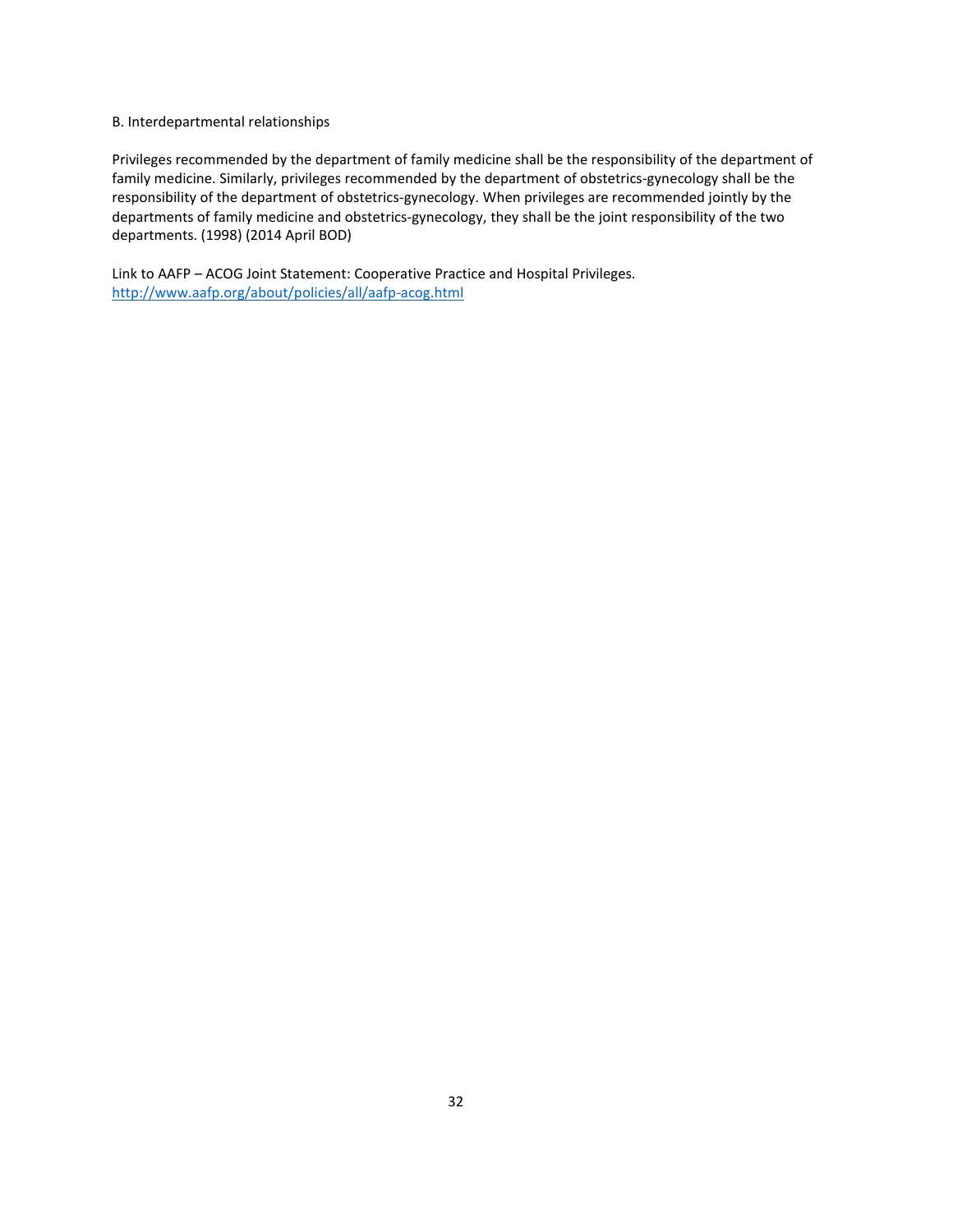B. Interdepartmental relationships

Privileges recommended by the department of family medicine shall be the responsibility of the department of family medicine. Similarly, privileges recommended by the department of obstetrics-gynecology shall be the responsibility of the department of obstetrics-gynecology. When privileges are recommended jointly by the departments of family medicine and obstetrics-gynecology, they shall be the joint responsibility of the two departments. (1998) (2014 April BOD)

Link to AAFP – ACOG Joint Statement: Cooperative Practice and Hospital Privileges.
[http://www.aafp.org/about/policies/all/aafp-acog.html](http://www.aafp.org/about/policies/all/aafp-acog.html)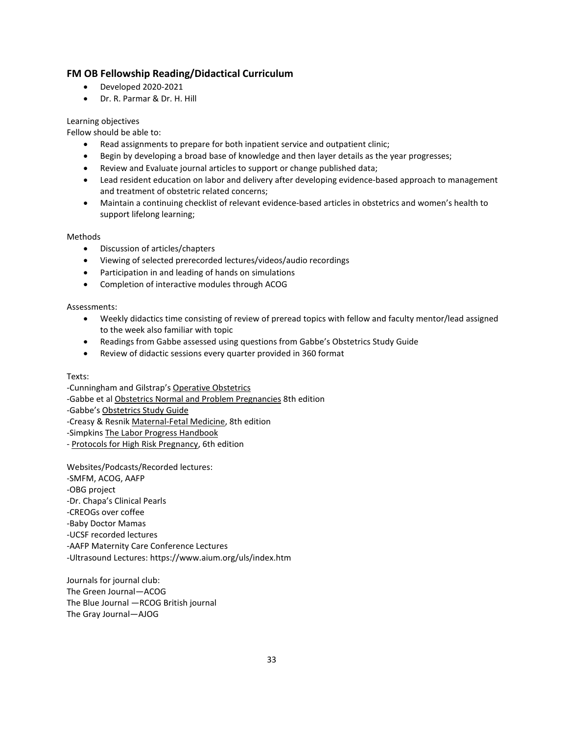## FM OB Fellowship Reading/Didactical Curriculum

- Developed 2020-2021
- Dr. R. Parmar & Dr. H. Hill

Learning objectives

Fellow should be able to:

- Read assignments to prepare for both inpatient service and outpatient clinic;
- Begin by developing a broad base of knowledge and then layer details as the year progresses;
- Review and Evaluate journal articles to support or change published data;
- Lead resident education on labor and delivery after developing evidence-based approach to management and treatment of obstetric related concerns;
- Maintain a continuing checklist of relevant evidence-based articles in obstetrics and women's health to support lifelong learning;

Methods

- Discussion of articles/chapters
- Viewing of selected prerecorded lectures/videos/audio recordings
- Participation in and leading of hands on simulations
- Completion of interactive modules through ACOG

Assessments:

- Weekly didactics time consisting of review of preread topics with fellow and faculty mentor/lead assigned to the week also familiar with topic
- Readings from Gabbe assessed using questions from Gabbe's Obstetrics Study Guide
- Review of didactic sessions every quarter provided in 360 format

Texts:

-Cunningham and Gilstrap's Operative Obstetrics
-Gabbe et al Obstetrics Normal and Problem Pregnancies 8th edition
-Gabbe's Obstetrics Study Guide
-Creasy & Resnik Maternal-Fetal Medicine, 8th edition
-Simpkins The Labor Progress Handbook
- Protocols for High Risk Pregnancy, 6th edition

Websites/Podcasts/Recorded lectures:

-SMFM, ACOG, AAFP
-OBG project
-Dr. Chapa's Clinical Pearls
-CREOGs over coffee
-Baby Doctor Mamas
-UCSF recorded lectures
-AAFP Maternity Care Conference Lectures
-Ultrasound Lectures: https://www.aium.org/uls/index.htm

Journals for journal club:

The Green Journal—ACOG
The Blue Journal —RCOG British journal
The Gray Journal—AJOG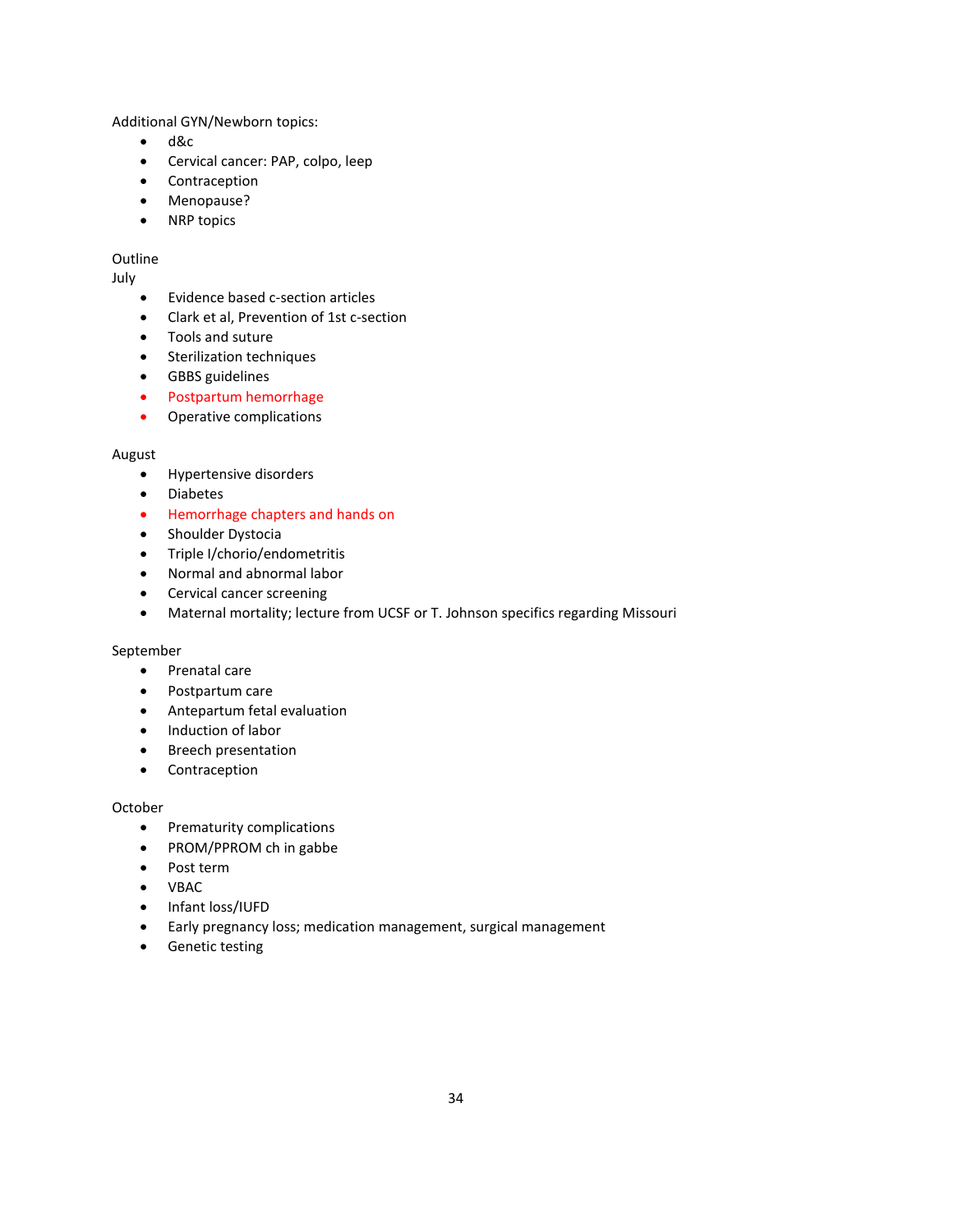Additional GYN/Newborn topics:

- d&c
- Cervical cancer: PAP, colpo, leep
- Contraception
- Menopause?
- NRP topics

Outline

July

- Evidence based c-section articles
- Clark et al, Prevention of 1st c-section
- Tools and suture
- Sterilization techniques
- GBBS guidelines
- Postpartum hemorrhage
- Operative complications

August

- Hypertensive disorders
- Diabetes
- Hemorrhage chapters and hands on
- Shoulder Dystocia
- Triple I/chorio/endometritis
- Normal and abnormal labor
- Cervical cancer screening
- Maternal mortality; lecture from UCSF or T. Johnson specifics regarding Missouri

September

- Prenatal care
- Postpartum care
- Antepartum fetal evaluation
- Induction of labor
- Breech presentation
- Contraception

October

- Prematurity complications
- PROM/PPROM ch in gabbe
- Post term
- VBAC
- Infant loss/IUFD
- Early pregnancy loss; medication management, surgical management
- Genetic testing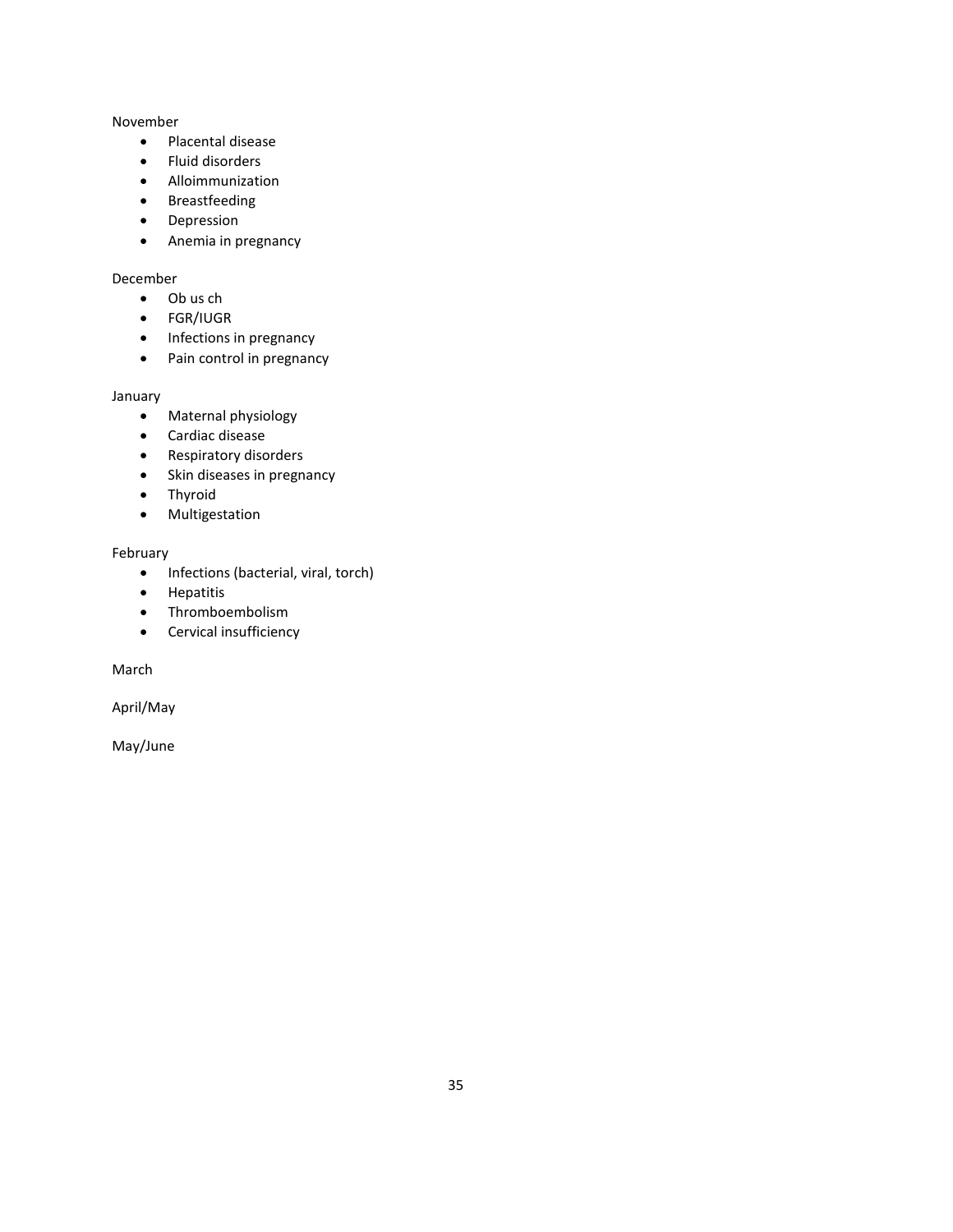November

- Placental disease
- Fluid disorders
- Alloimmunization
- Breastfeeding
- Depression
- Anemia in pregnancy

December

- Ob us ch
- FGR/IUGR
- Infections in pregnancy
- Pain control in pregnancy

January

- Maternal physiology
- Cardiac disease
- Respiratory disorders
- Skin diseases in pregnancy
- Thyroid
- Multigestation

February

- Infections (bacterial, viral, torch)
- Hepatitis
- Thromboembolism
- Cervical insufficiency

March

April/May

May/June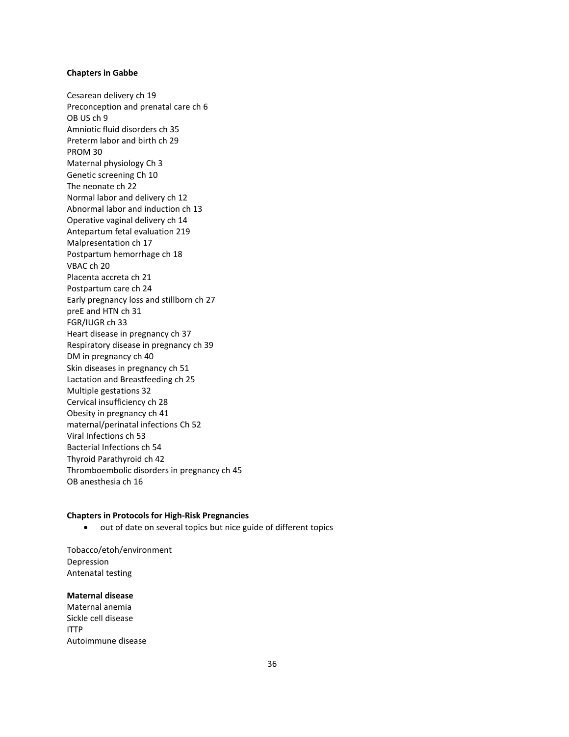**Chapters in Gabbe**

Cesarean delivery ch 19
Preconception and prenatal care ch 6
OB US ch 9
Amniotic fluid disorders ch 35
Preterm labor and birth ch 29
PROM 30
Maternal physiology Ch 3
Genetic screening Ch 10
The neonate ch 22
Normal labor and delivery ch 12
Abnormal labor and induction ch 13
Operative vaginal delivery ch 14
Antepartum fetal evaluation 219
Malpresentation ch 17
Postpartum hemorrhage ch 18
VBAC ch 20
Placenta accreta ch 21
Postpartum care ch 24
Early pregnancy loss and stillborn ch 27
preE and HTN ch 31
FGR/IUGR ch 33
Heart disease in pregnancy ch 37
Respiratory disease in pregnancy ch 39
DM in pregnancy ch 40
Skin diseases in pregnancy ch 51
Lactation and Breastfeeding ch 25
Multiple gestations 32
Cervical insufficiency ch 28
Obesity in pregnancy ch 41
maternal/perinatal infections Ch 52
Viral Infections ch 53
Bacterial Infections ch 54
Thyroid Parathyroid ch 42
Thromboembolic disorders in pregnancy ch 45
OB anesthesia ch 16

**Chapters in Protocols for High-Risk Pregnancies**

- out of date on several topics but nice guide of different topics

Tobacco/etoh/environment
Depression
Antenatal testing

**Maternal disease**

Maternal anemia
Sickle cell disease
ITTP
Autoimmune disease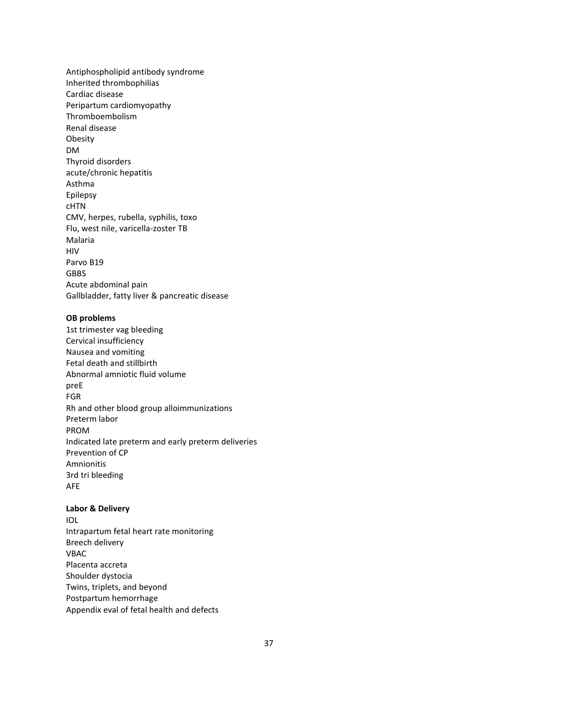Antiphospholipid antibody syndrome
Inherited thrombophilias
Cardiac disease
Peripartum cardiomyopathy
Thromboembolism
Renal disease
Obesity
DM
Thyroid disorders
acute/chronic hepatitis
Asthma
Epilepsy
cHTN
CMV, herpes, rubella, syphilis, toxo
Flu, west nile, varicella-zoster TB
Malaria
HIV
Parvo B19
GBBS
Acute abdominal pain
Gallbladder, fatty liver & pancreatic disease

**OB problems**

1st trimester vag bleeding
Cervical insufficiency
Nausea and vomiting
Fetal death and stillbirth
Abnormal amniotic fluid volume
preE
FGR
Rh and other blood group alloimmunizations
Preterm labor
PROM
Indicated late preterm and early preterm deliveries
Prevention of CP
Amnionitis
3rd tri bleeding
AFE

**Labor & Delivery**

IOL
Intrapartum fetal heart rate monitoring
Breech delivery
VBAC
Placenta accreta
Shoulder dystocia
Twins, triplets, and beyond
Postpartum hemorrhage
Appendix eval of fetal health and defects